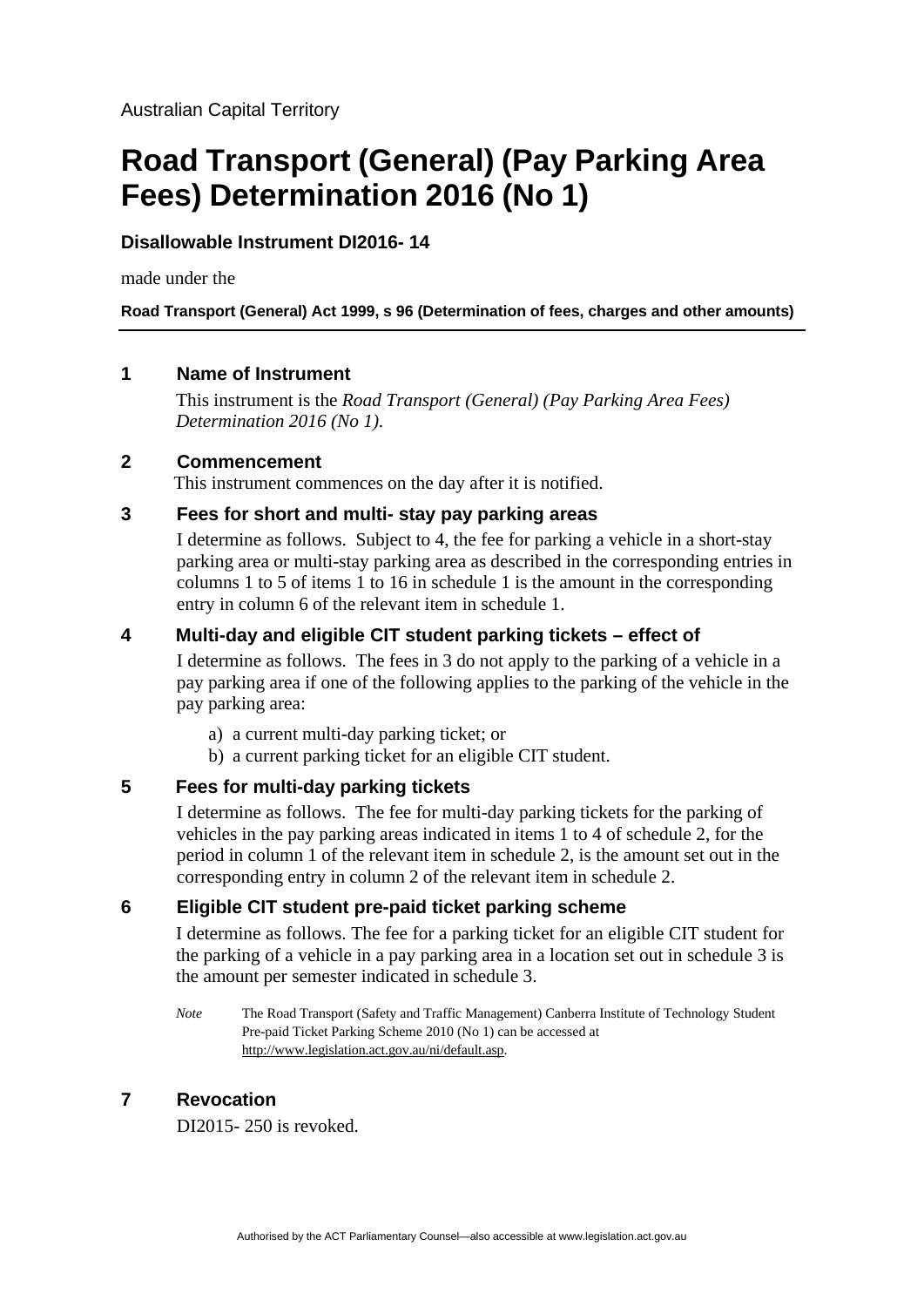Australian Capital Territory

# Road Transport (General) (Pay Parking Area Fees) Determination 2016 (No 1)

**Disallowable Instrument DI2016- 14**

made under the

**Road Transport (General) Act 1999, s 96 (Determination of fees, charges and other amounts)**

---

## 1 Name of Instrument

This instrument is the *Road Transport (General) (Pay Parking Area Fees) Determination 2016 (No 1).*

## 2 Commencement

This instrument commences on the day after it is notified.

## 3 Fees for short and multi- stay pay parking areas

I determine as follows. Subject to 4, the fee for parking a vehicle in a short-stay parking area or multi-stay parking area as described in the corresponding entries in columns 1 to 5 of items 1 to 16 in schedule 1 is the amount in the corresponding entry in column 6 of the relevant item in schedule 1.

## 4 Multi-day and eligible CIT student parking tickets – effect of

I determine as follows. The fees in 3 do not apply to the parking of a vehicle in a pay parking area if one of the following applies to the parking of the vehicle in the pay parking area:

a) a current multi-day parking ticket; or
b) a current parking ticket for an eligible CIT student.

## 5 Fees for multi-day parking tickets

I determine as follows. The fee for multi-day parking tickets for the parking of vehicles in the pay parking areas indicated in items 1 to 4 of schedule 2, for the period in column 1 of the relevant item in schedule 2, is the amount set out in the corresponding entry in column 2 of the relevant item in schedule 2.

## 6 Eligible CIT student pre-paid ticket parking scheme

I determine as follows. The fee for a parking ticket for an eligible CIT student for the parking of a vehicle in a pay parking area in a location set out in schedule 3 is the amount per semester indicated in schedule 3.

*Note* The Road Transport (Safety and Traffic Management) Canberra Institute of Technology Student Pre-paid Ticket Parking Scheme 2010 (No 1) can be accessed at http://www.legislation.act.gov.au/ni/default.asp.

## 7 Revocation

DI2015- 250 is revoked.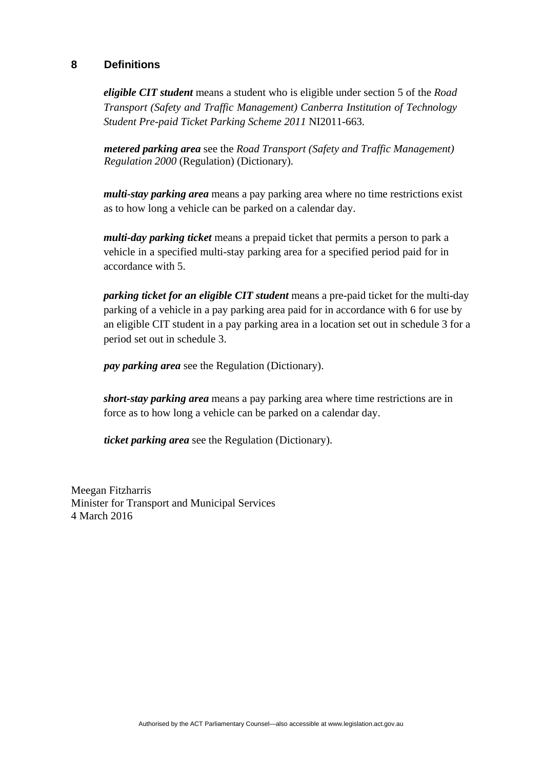## 8 Definitions

***eligible CIT student*** means a student who is eligible under section 5 of the *Road Transport (Safety and Traffic Management) Canberra Institution of Technology Student Pre-paid Ticket Parking Scheme 2011* NI2011-663.

***metered parking area*** see the *Road Transport (Safety and Traffic Management) Regulation 2000* (Regulation) (Dictionary).

***multi-stay parking area*** means a pay parking area where no time restrictions exist as to how long a vehicle can be parked on a calendar day.

***multi-day parking ticket*** means a prepaid ticket that permits a person to park a vehicle in a specified multi-stay parking area for a specified period paid for in accordance with 5.

***parking ticket for an eligible CIT student*** means a pre-paid ticket for the multi-day parking of a vehicle in a pay parking area paid for in accordance with 6 for use by an eligible CIT student in a pay parking area in a location set out in schedule 3 for a period set out in schedule 3.

***pay parking area*** see the Regulation (Dictionary).

***short-stay parking area*** means a pay parking area where time restrictions are in force as to how long a vehicle can be parked on a calendar day.

***ticket parking area*** see the Regulation (Dictionary).

Meegan Fitzharris
Minister for Transport and Municipal Services
4 March 2016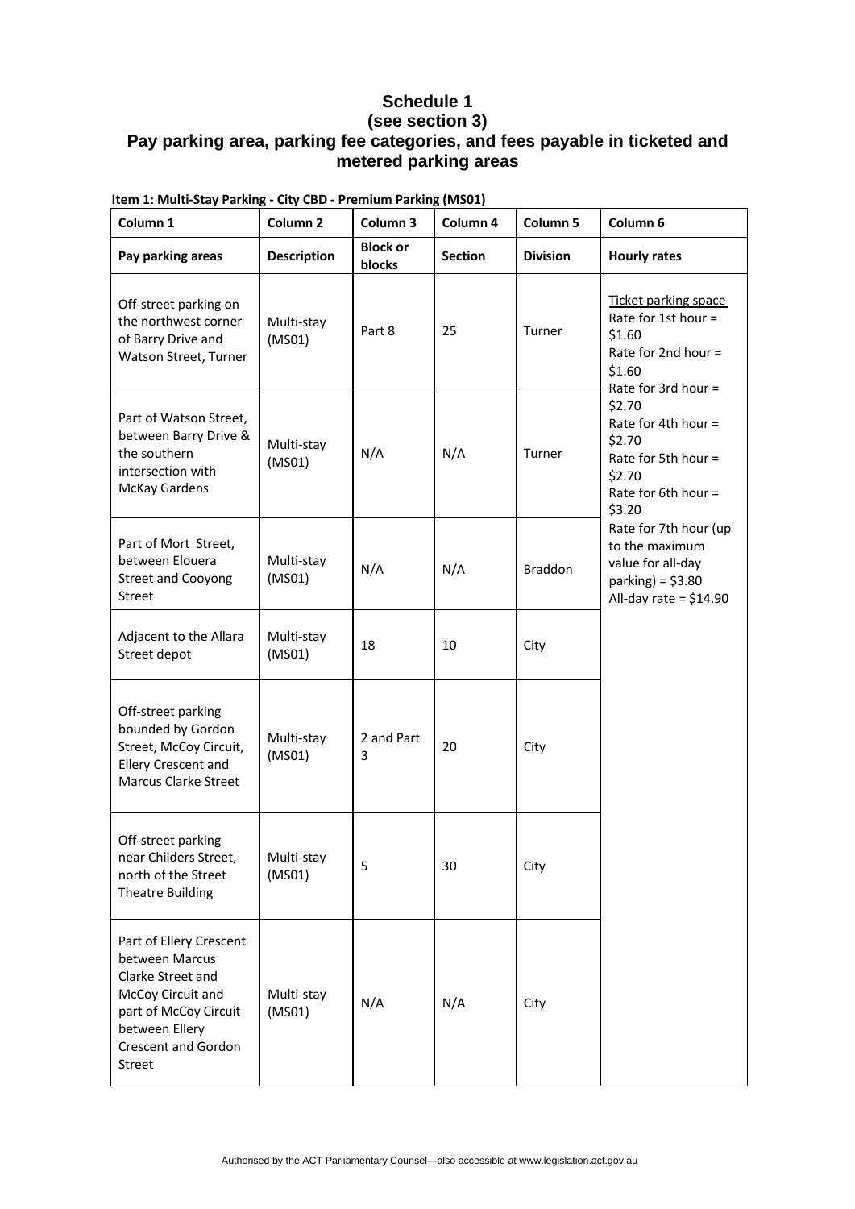# Schedule 1
## (see section 3)
## Pay parking area, parking fee categories, and fees payable in ticketed and metered parking areas

**Item 1: Multi-Stay Parking - City CBD - Premium Parking (MS01)**

| Column 1 | Column 2 | Column 3 | Column 4 | Column 5 | Column 6 |
|---|---|---|---|---|---|
| **Pay parking areas** | **Description** | **Block or blocks** | **Section** | **Division** | **Hourly rates** |
| Off-street parking on the northwest corner of Barry Drive and Watson Street, Turner | Multi-stay (MS01) | Part 8 | 25 | Turner | Ticket parking space<br>Rate for 1st hour = $1.60<br>Rate for 2nd hour = $1.60<br>Rate for 3rd hour = $2.70<br>Rate for 4th hour = $2.70<br>Rate for 5th hour = $2.70<br>Rate for 6th hour = $3.20<br>Rate for 7th hour (up to the maximum value for all-day parking) = $3.80<br>All-day rate = $14.90 |
| Part of Watson Street, between Barry Drive & the southern intersection with McKay Gardens | Multi-stay (MS01) | N/A | N/A | Turner | |
| Part of Mort Street, between Elouera Street and Cooyong Street | Multi-stay (MS01) | N/A | N/A | Braddon | |
| Adjacent to the Allara Street depot | Multi-stay (MS01) | 18 | 10 | City | |
| Off-street parking bounded by Gordon Street, McCoy Circuit, Ellery Crescent and Marcus Clarke Street | Multi-stay (MS01) | 2 and Part 3 | 20 | City | |
| Off-street parking near Childers Street, north of the Street Theatre Building | Multi-stay (MS01) | 5 | 30 | City | |
| Part of Ellery Crescent between Marcus Clarke Street and McCoy Circuit and part of McCoy Circuit between Ellery Crescent and Gordon Street | Multi-stay (MS01) | N/A | N/A | City | |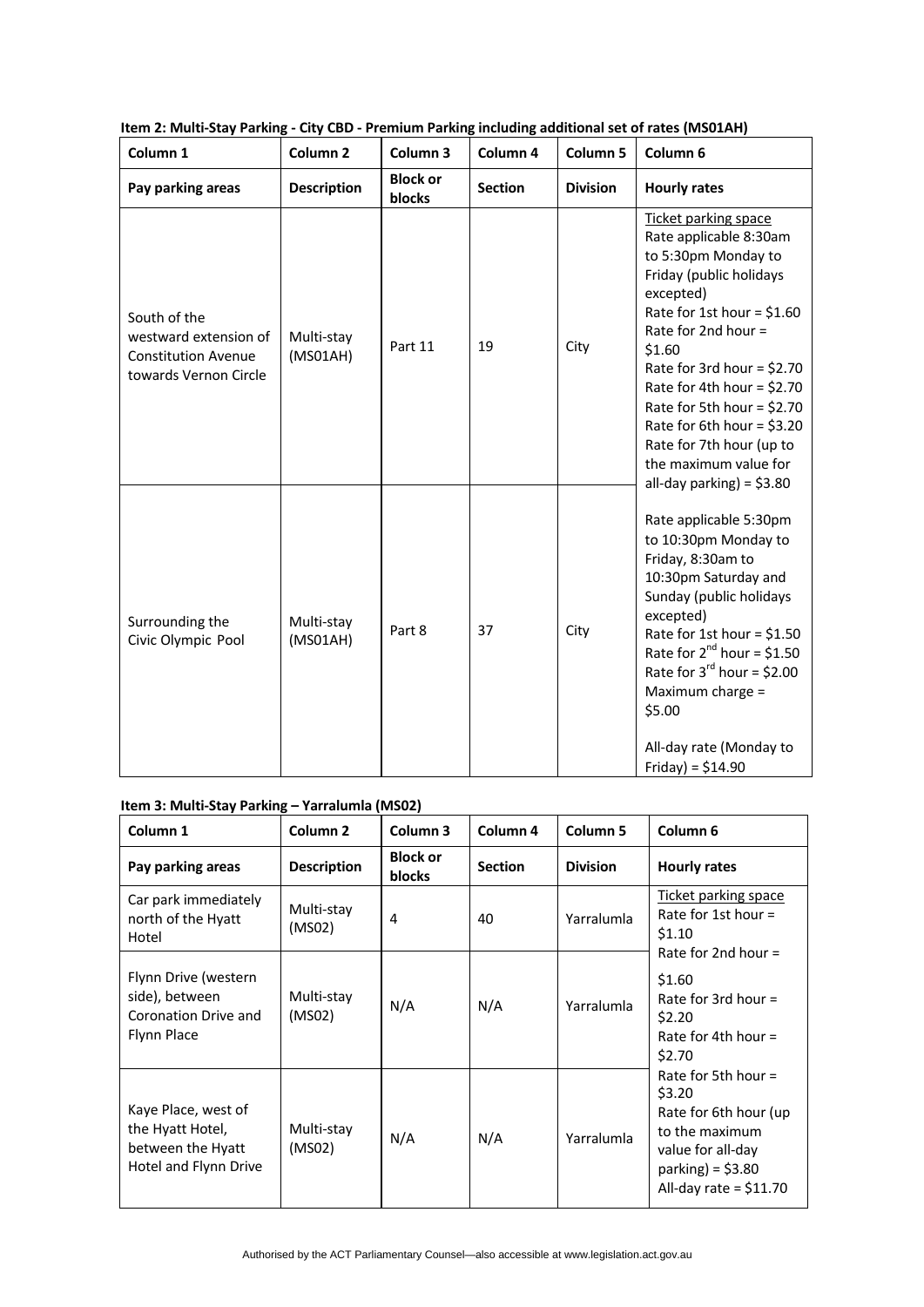**Item 2: Multi-Stay Parking - City CBD - Premium Parking including additional set of rates (MS01AH)**

| Column 1 | Column 2 | Column 3 | Column 4 | Column 5 | Column 6 |
|---|---|---|---|---|---|
| **Pay parking areas** | **Description** | **Block or blocks** | **Section** | **Division** | **Hourly rates** |
| South of the westward extension of Constitution Avenue towards Vernon Circle | Multi-stay (MS01AH) | Part 11 | 19 | City | Ticket parking space<br>Rate applicable 8:30am to 5:30pm Monday to Friday (public holidays excepted)<br>Rate for 1st hour = $1.60<br>Rate for 2nd hour = $1.60<br>Rate for 3rd hour = $2.70<br>Rate for 4th hour = $2.70<br>Rate for 5th hour = $2.70<br>Rate for 6th hour = $3.20<br>Rate for 7th hour (up to the maximum value for all-day parking) = $3.80 |
| Surrounding the Civic Olympic Pool | Multi-stay (MS01AH) | Part 8 | 37 | City | Rate applicable 5:30pm to 10:30pm Monday to Friday, 8:30am to 10:30pm Saturday and Sunday (public holidays excepted)<br>Rate for 1st hour = $1.50<br>Rate for 2nd hour = $1.50<br>Rate for 3rd hour = $2.00<br>Maximum charge = $5.00<br><br>All-day rate (Monday to Friday) = $14.90 |

**Item 3: Multi-Stay Parking – Yarralumla (MS02)**

| Column 1 | Column 2 | Column 3 | Column 4 | Column 5 | Column 6 |
|---|---|---|---|---|---|
| **Pay parking areas** | **Description** | **Block or blocks** | **Section** | **Division** | **Hourly rates** |
| Car park immediately north of the Hyatt Hotel | Multi-stay (MS02) | 4 | 40 | Yarralumla | Ticket parking space<br>Rate for 1st hour = $1.10<br>Rate for 2nd hour = $1.60<br>Rate for 3rd hour = $2.20<br>Rate for 4th hour = $2.70<br>Rate for 5th hour = $3.20<br>Rate for 6th hour (up to the maximum value for all-day parking) = $3.80<br>All-day rate = $11.70 |
| Flynn Drive (western side), between Coronation Drive and Flynn Place | Multi-stay (MS02) | N/A | N/A | Yarralumla | |
| Kaye Place, west of the Hyatt Hotel, between the Hyatt Hotel and Flynn Drive | Multi-stay (MS02) | N/A | N/A | Yarralumla | |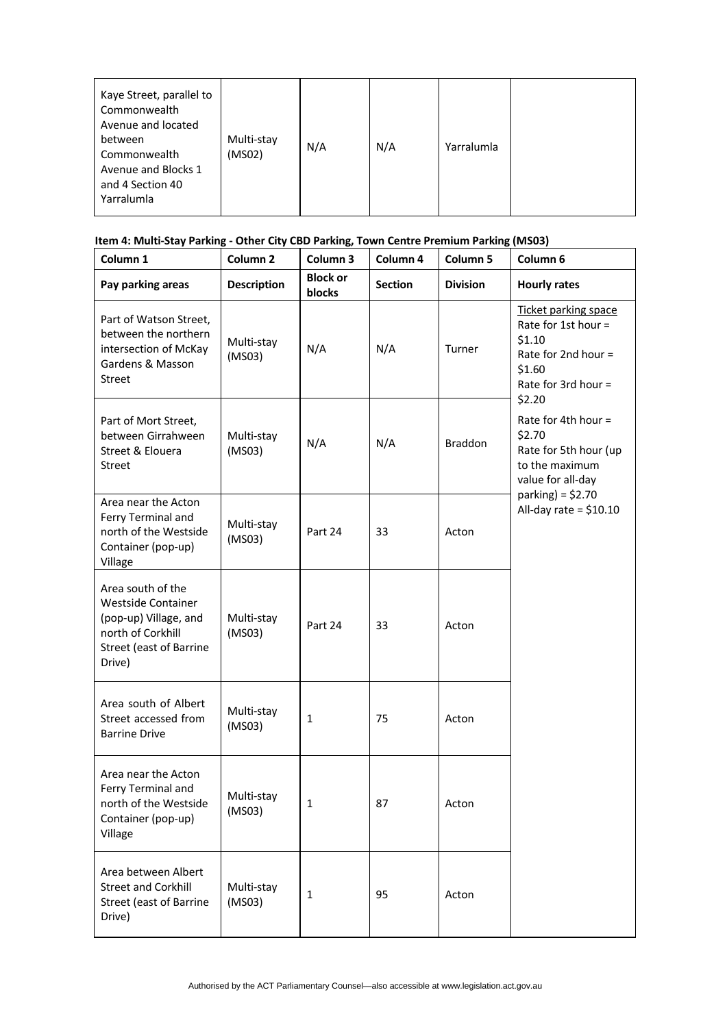| | | | | | |
|---|---|---|---|---|---|
| Kaye Street, parallel to Commonwealth Avenue and located between Commonwealth Avenue and Blocks 1 and 4 Section 40 Yarralumla | Multi-stay (MS02) | N/A | N/A | Yarralumla | |

**Item 4: Multi-Stay Parking - Other City CBD Parking, Town Centre Premium Parking (MS03)**

| Column 1 | Column 2 | Column 3 | Column 4 | Column 5 | Column 6 |
|---|---|---|---|---|---|
| **Pay parking areas** | **Description** | **Block or blocks** | **Section** | **Division** | **Hourly rates** |
| Part of Watson Street, between the northern intersection of McKay Gardens & Masson Street | Multi-stay (MS03) | N/A | N/A | Turner | Ticket parking space<br>Rate for 1st hour = $1.10<br>Rate for 2nd hour = $1.60<br>Rate for 3rd hour = $2.20<br>Rate for 4th hour = $2.70<br>Rate for 5th hour (up to the maximum value for all-day parking) = $2.70<br>All-day rate = $10.10 |
| Part of Mort Street, between Girrahween Street & Elouera Street | Multi-stay (MS03) | N/A | N/A | Braddon | |
| Area near the Acton Ferry Terminal and north of the Westside Container (pop-up) Village | Multi-stay (MS03) | Part 24 | 33 | Acton | |
| Area south of the Westside Container (pop-up) Village, and north of Corkhill Street (east of Barrine Drive) | Multi-stay (MS03) | Part 24 | 33 | Acton | |
| Area south of Albert Street accessed from Barrine Drive | Multi-stay (MS03) | 1 | 75 | Acton | |
| Area near the Acton Ferry Terminal and north of the Westside Container (pop-up) Village | Multi-stay (MS03) | 1 | 87 | Acton | |
| Area between Albert Street and Corkhill Street (east of Barrine Drive) | Multi-stay (MS03) | 1 | 95 | Acton | |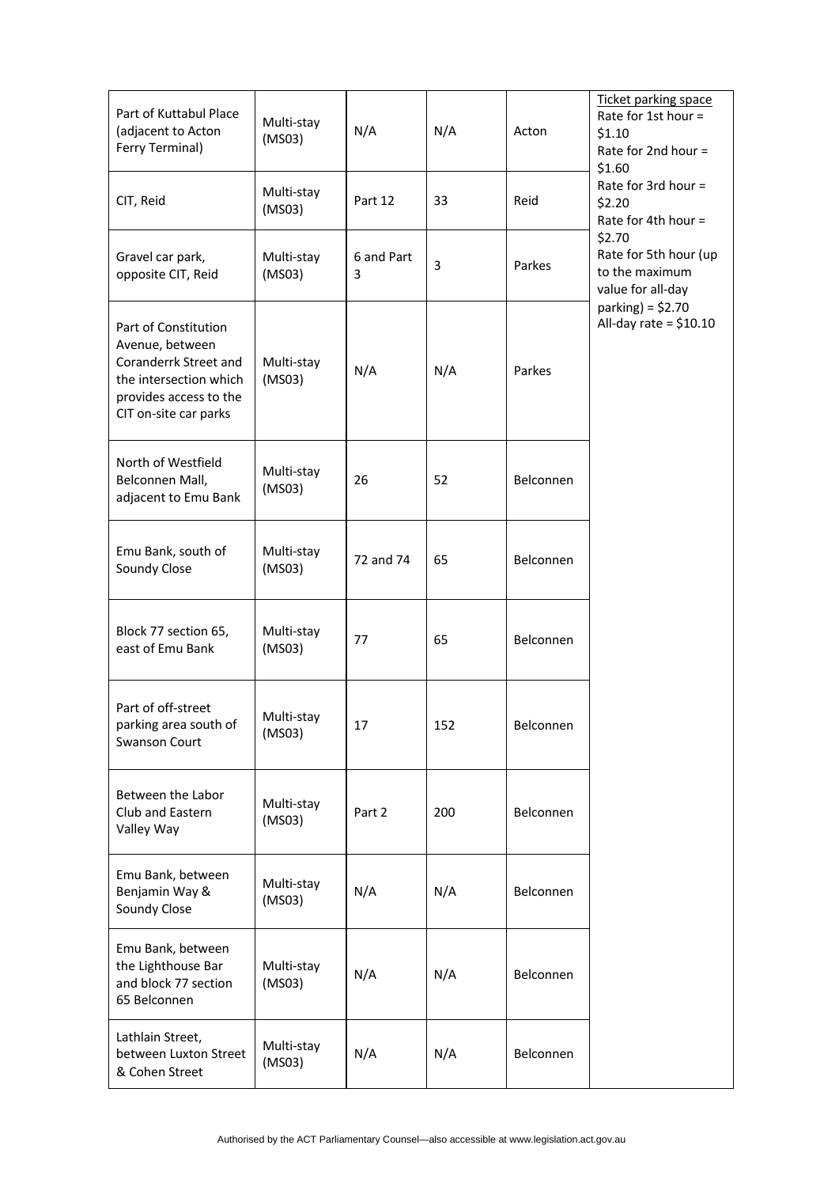| Part of Kuttabul Place (adjacent to Acton Ferry Terminal) | Multi-stay (MS03) | N/A | N/A | Acton | Ticket parking space<br>Rate for 1st hour = $1.10<br>Rate for 2nd hour = $1.60<br>Rate for 3rd hour = $2.20<br>Rate for 4th hour = $2.70<br>Rate for 5th hour (up to the maximum value for all-day parking) = $2.70<br>All-day rate = $10.10 |
|---|---|---|---|---|---|
| CIT, Reid | Multi-stay (MS03) | Part 12 | 33 | Reid | |
| Gravel car park, opposite CIT, Reid | Multi-stay (MS03) | 6 and Part 3 | 3 | Parkes | |
| Part of Constitution Avenue, between Coranderrk Street and the intersection which provides access to the CIT on-site car parks | Multi-stay (MS03) | N/A | N/A | Parkes | |
| North of Westfield Belconnen Mall, adjacent to Emu Bank | Multi-stay (MS03) | 26 | 52 | Belconnen | |
| Emu Bank, south of Soundy Close | Multi-stay (MS03) | 72 and 74 | 65 | Belconnen | |
| Block 77 section 65, east of Emu Bank | Multi-stay (MS03) | 77 | 65 | Belconnen | |
| Part of off-street parking area south of Swanson Court | Multi-stay (MS03) | 17 | 152 | Belconnen | |
| Between the Labor Club and Eastern Valley Way | Multi-stay (MS03) | Part 2 | 200 | Belconnen | |
| Emu Bank, between Benjamin Way & Soundy Close | Multi-stay (MS03) | N/A | N/A | Belconnen | |
| Emu Bank, between the Lighthouse Bar and block 77 section 65 Belconnen | Multi-stay (MS03) | N/A | N/A | Belconnen | |
| Lathlain Street, between Luxton Street & Cohen Street | Multi-stay (MS03) | N/A | N/A | Belconnen | |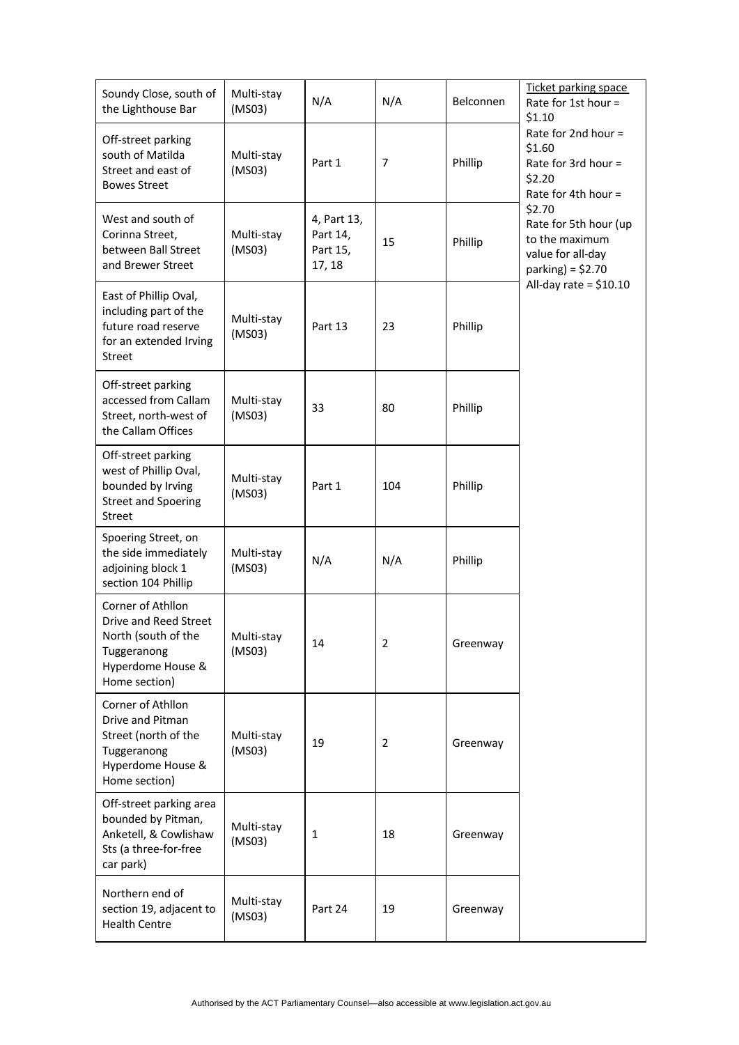| Soundy Close, south of the Lighthouse Bar | Multi-stay (MS03) | N/A | N/A | Belconnen | Ticket parking space<br>Rate for 1st hour = $1.10<br>Rate for 2nd hour = $1.60<br>Rate for 3rd hour = $2.20<br>Rate for 4th hour = $2.70<br>Rate for 5th hour (up to the maximum value for all-day parking) = $2.70<br>All-day rate = $10.10 |
|---|---|---|---|---|---|
| Off-street parking south of Matilda Street and east of Bowes Street | Multi-stay (MS03) | Part 1 | 7 | Phillip | |
| West and south of Corinna Street, between Ball Street and Brewer Street | Multi-stay (MS03) | 4, Part 13, Part 14, Part 15, 17, 18 | 15 | Phillip | |
| East of Phillip Oval, including part of the future road reserve for an extended Irving Street | Multi-stay (MS03) | Part 13 | 23 | Phillip | |
| Off-street parking accessed from Callam Street, north-west of the Callam Offices | Multi-stay (MS03) | 33 | 80 | Phillip | |
| Off-street parking west of Phillip Oval, bounded by Irving Street and Spoering Street | Multi-stay (MS03) | Part 1 | 104 | Phillip | |
| Spoering Street, on the side immediately adjoining block 1 section 104 Phillip | Multi-stay (MS03) | N/A | N/A | Phillip | |
| Corner of Athllon Drive and Reed Street North (south of the Tuggeranong Hyperdome House & Home section) | Multi-stay (MS03) | 14 | 2 | Greenway | |
| Corner of Athllon Drive and Pitman Street (north of the Tuggeranong Hyperdome House & Home section) | Multi-stay (MS03) | 19 | 2 | Greenway | |
| Off-street parking area bounded by Pitman, Anketell, & Cowlishaw Sts (a three-for-free car park) | Multi-stay (MS03) | 1 | 18 | Greenway | |
| Northern end of section 19, adjacent to Health Centre | Multi-stay (MS03) | Part 24 | 19 | Greenway | |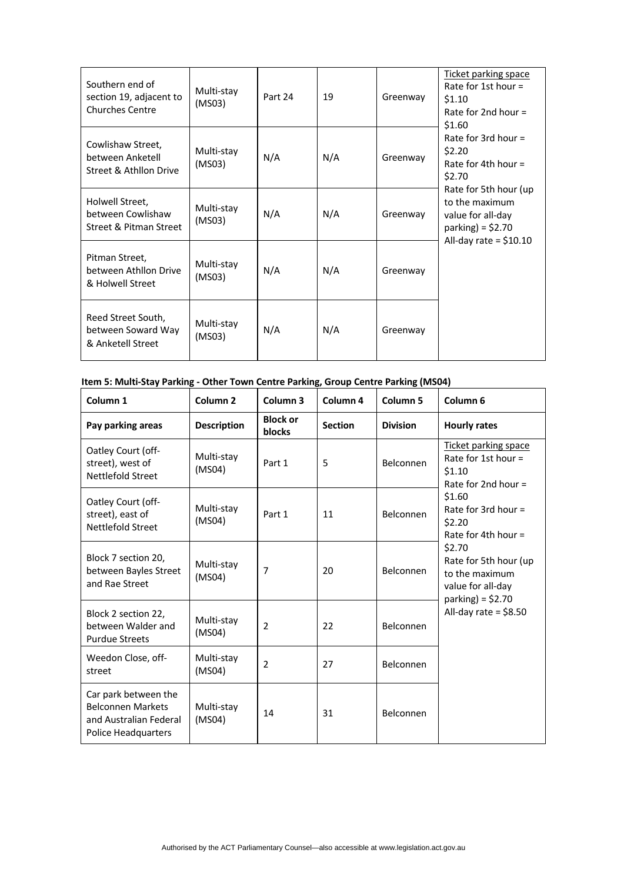| | | | | | |
|---|---|---|---|---|---|
| Southern end of section 19, adjacent to Churches Centre | Multi-stay (MS03) | Part 24 | 19 | Greenway | Ticket parking space<br>Rate for 1st hour = $1.10<br>Rate for 2nd hour = $1.60<br>Rate for 3rd hour = $2.20<br>Rate for 4th hour = $2.70<br>Rate for 5th hour (up to the maximum value for all-day parking) = $2.70<br>All-day rate = $10.10 |
| Cowlishaw Street, between Anketell Street & Athllon Drive | Multi-stay (MS03) | N/A | N/A | Greenway | |
| Holwell Street, between Cowlishaw Street & Pitman Street | Multi-stay (MS03) | N/A | N/A | Greenway | |
| Pitman Street, between Athllon Drive & Holwell Street | Multi-stay (MS03) | N/A | N/A | Greenway | |
| Reed Street South, between Soward Way & Anketell Street | Multi-stay (MS03) | N/A | N/A | Greenway | |

**Item 5: Multi-Stay Parking - Other Town Centre Parking, Group Centre Parking (MS04)**

| Column 1 | Column 2 | Column 3 | Column 4 | Column 5 | Column 6 |
|---|---|---|---|---|---|
| **Pay parking areas** | **Description** | **Block or blocks** | **Section** | **Division** | **Hourly rates** |
| Oatley Court (off-street), west of Nettlefold Street | Multi-stay (MS04) | Part 1 | 5 | Belconnen | Ticket parking space<br>Rate for 1st hour = $1.10<br>Rate for 2nd hour = $1.60<br>Rate for 3rd hour = $2.20<br>Rate for 4th hour = $2.70<br>Rate for 5th hour (up to the maximum value for all-day parking) = $2.70<br>All-day rate = $8.50 |
| Oatley Court (off-street), east of Nettlefold Street | Multi-stay (MS04) | Part 1 | 11 | Belconnen | |
| Block 7 section 20, between Bayles Street and Rae Street | Multi-stay (MS04) | 7 | 20 | Belconnen | |
| Block 2 section 22, between Walder and Purdue Streets | Multi-stay (MS04) | 2 | 22 | Belconnen | |
| Weedon Close, off-street | Multi-stay (MS04) | 2 | 27 | Belconnen | |
| Car park between the Belconnen Markets and Australian Federal Police Headquarters | Multi-stay (MS04) | 14 | 31 | Belconnen | |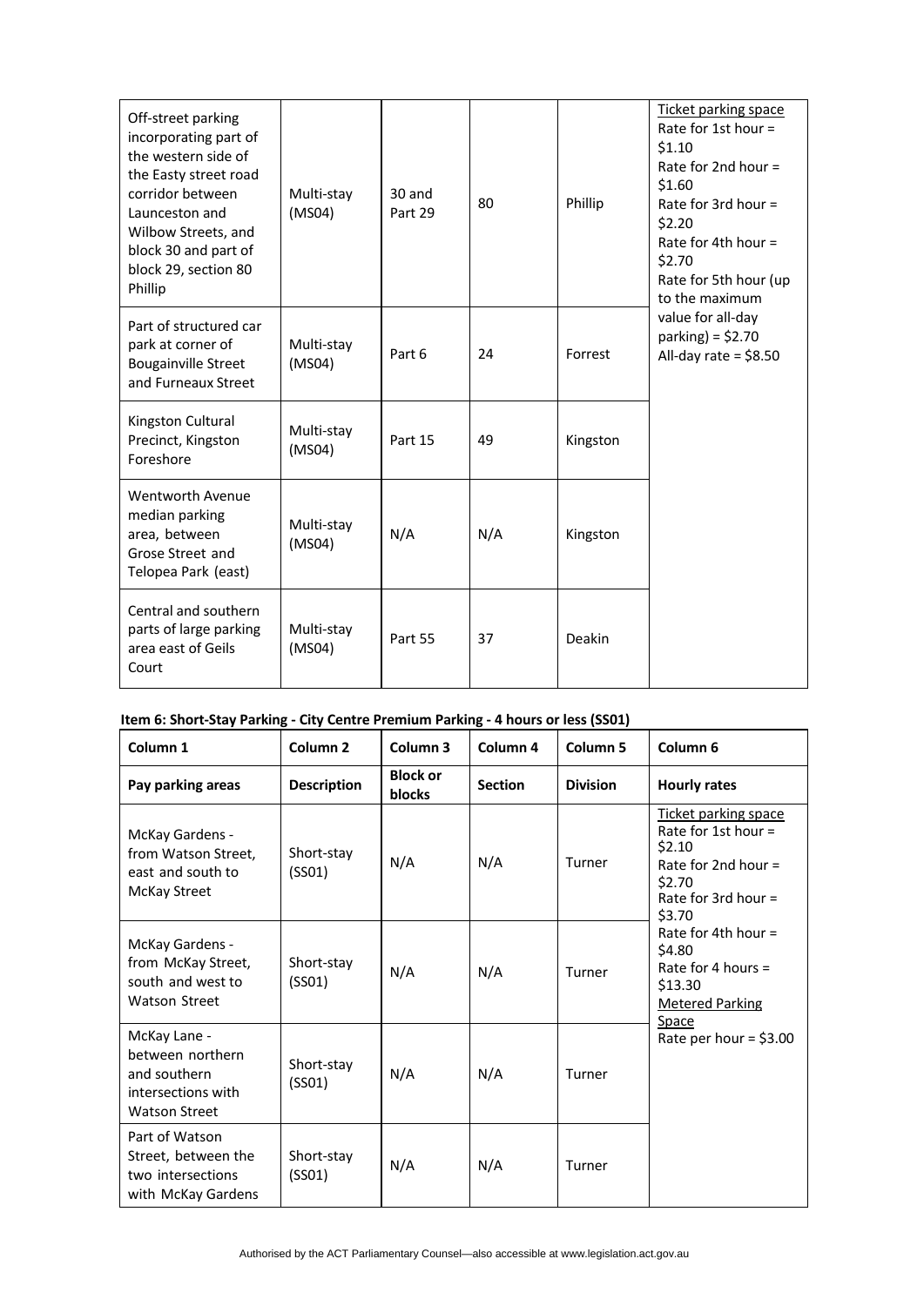| Off-street parking incorporating part of the western side of the Easty street road corridor between Launceston and Wilbow Streets, and block 30 and part of block 29, section 80 Phillip | Multi-stay (MS04) | 30 and Part 29 | 80 | Phillip | Ticket parking space<br>Rate for 1st hour = $1.10<br>Rate for 2nd hour = $1.60<br>Rate for 3rd hour = $2.20<br>Rate for 4th hour = $2.70<br>Rate for 5th hour (up to the maximum value for all-day parking) = $2.70<br>All-day rate = $8.50 |
|---|---|---|---|---|---|
| Part of structured car park at corner of Bougainville Street and Furneaux Street | Multi-stay (MS04) | Part 6 | 24 | Forrest | |
| Kingston Cultural Precinct, Kingston Foreshore | Multi-stay (MS04) | Part 15 | 49 | Kingston | |
| Wentworth Avenue median parking area, between Grose Street and Telopea Park (east) | Multi-stay (MS04) | N/A | N/A | Kingston | |
| Central and southern parts of large parking area east of Geils Court | Multi-stay (MS04) | Part 55 | 37 | Deakin | |

**Item 6: Short-Stay Parking - City Centre Premium Parking - 4 hours or less (SS01)**

| Column 1 | Column 2 | Column 3 | Column 4 | Column 5 | Column 6 |
|---|---|---|---|---|---|
| **Pay parking areas** | **Description** | **Block or blocks** | **Section** | **Division** | **Hourly rates** |
| McKay Gardens - from Watson Street, east and south to McKay Street | Short-stay (SS01) | N/A | N/A | Turner | Ticket parking space<br>Rate for 1st hour = $2.10<br>Rate for 2nd hour = $2.70<br>Rate for 3rd hour = $3.70<br>Rate for 4th hour = $4.80<br>Rate for 4 hours = $13.30<br>Metered Parking Space<br>Rate per hour = $3.00 |
| McKay Gardens - from McKay Street, south and west to Watson Street | Short-stay (SS01) | N/A | N/A | Turner | |
| McKay Lane - between northern and southern intersections with Watson Street | Short-stay (SS01) | N/A | N/A | Turner | |
| Part of Watson Street, between the two intersections with McKay Gardens | Short-stay (SS01) | N/A | N/A | Turner | |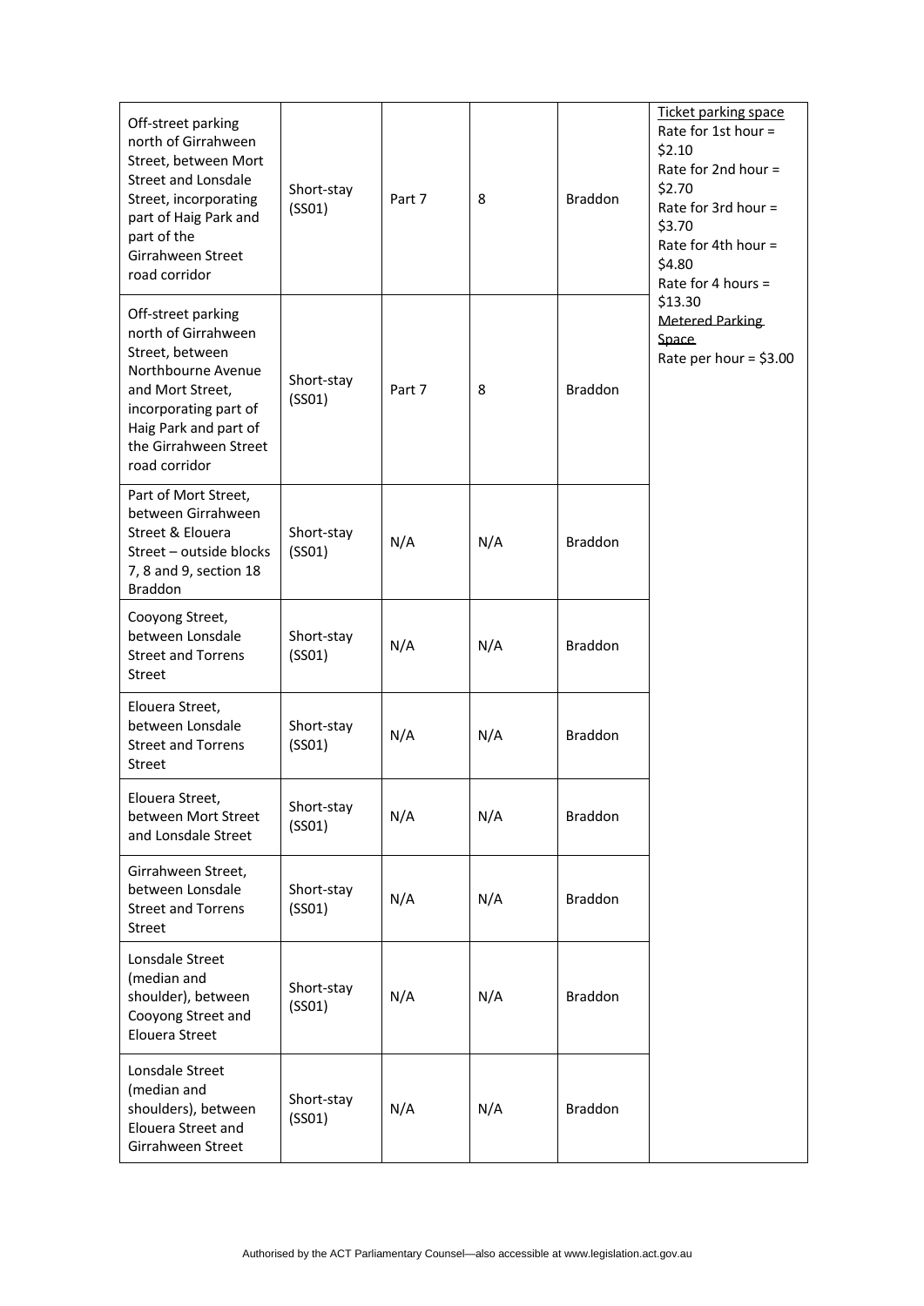| | | | | | |
|---|---|---|---|---|---|
| Off-street parking north of Girrahween Street, between Mort Street and Lonsdale Street, incorporating part of Haig Park and part of the Girrahween Street road corridor | Short-stay (SS01) | Part 7 | 8 | Braddon | Ticket parking space<br>Rate for 1st hour = $2.10<br>Rate for 2nd hour = $2.70<br>Rate for 3rd hour = $3.70<br>Rate for 4th hour = $4.80<br>Rate for 4 hours = $13.30<br>Metered Parking Space<br>Rate per hour = $3.00 |
| Off-street parking north of Girrahween Street, between Northbourne Avenue and Mort Street, incorporating part of Haig Park and part of the Girrahween Street road corridor | Short-stay (SS01) | Part 7 | 8 | Braddon | |
| Part of Mort Street, between Girrahween Street & Elouera Street – outside blocks 7, 8 and 9, section 18 Braddon | Short-stay (SS01) | N/A | N/A | Braddon | |
| Cooyong Street, between Lonsdale Street and Torrens Street | Short-stay (SS01) | N/A | N/A | Braddon | |
| Elouera Street, between Lonsdale Street and Torrens Street | Short-stay (SS01) | N/A | N/A | Braddon | |
| Elouera Street, between Mort Street and Lonsdale Street | Short-stay (SS01) | N/A | N/A | Braddon | |
| Girrahween Street, between Lonsdale Street and Torrens Street | Short-stay (SS01) | N/A | N/A | Braddon | |
| Lonsdale Street (median and shoulder), between Cooyong Street and Elouera Street | Short-stay (SS01) | N/A | N/A | Braddon | |
| Lonsdale Street (median and shoulders), between Elouera Street and Girrahween Street | Short-stay (SS01) | N/A | N/A | Braddon | |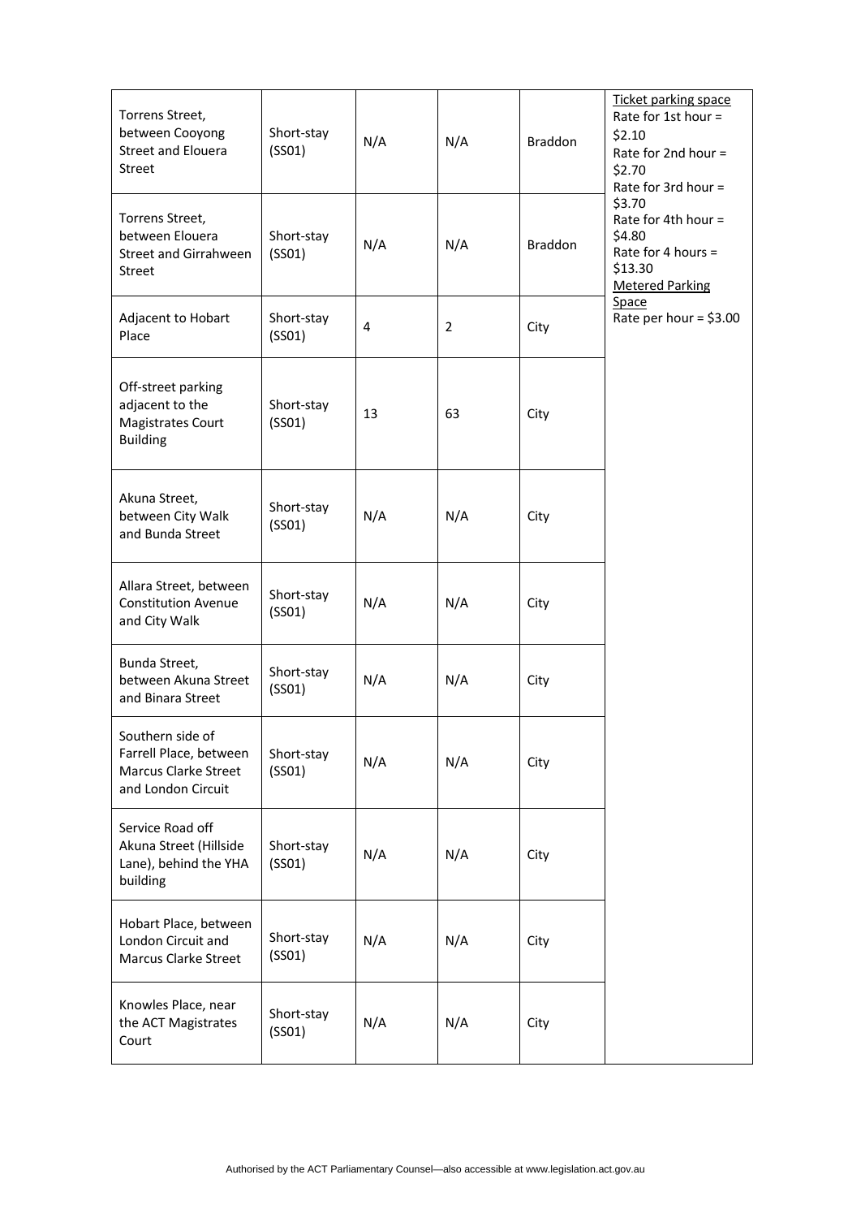| | | | | | |
|---|---|---|---|---|---|
| Torrens Street, between Cooyong Street and Elouera Street | Short-stay (SS01) | N/A | N/A | Braddon | Ticket parking space<br>Rate for 1st hour = $2.10<br>Rate for 2nd hour = $2.70<br>Rate for 3rd hour = $3.70<br>Rate for 4th hour = $4.80<br>Rate for 4 hours = $13.30<br>Metered Parking Space<br>Rate per hour = $3.00 |
| Torrens Street, between Elouera Street and Girrahween Street | Short-stay (SS01) | N/A | N/A | Braddon | |
| Adjacent to Hobart Place | Short-stay (SS01) | 4 | 2 | City | |
| Off-street parking adjacent to the Magistrates Court Building | Short-stay (SS01) | 13 | 63 | City | |
| Akuna Street, between City Walk and Bunda Street | Short-stay (SS01) | N/A | N/A | City | |
| Allara Street, between Constitution Avenue and City Walk | Short-stay (SS01) | N/A | N/A | City | |
| Bunda Street, between Akuna Street and Binara Street | Short-stay (SS01) | N/A | N/A | City | |
| Southern side of Farrell Place, between Marcus Clarke Street and London Circuit | Short-stay (SS01) | N/A | N/A | City | |
| Service Road off Akuna Street (Hillside Lane), behind the YHA building | Short-stay (SS01) | N/A | N/A | City | |
| Hobart Place, between London Circuit and Marcus Clarke Street | Short-stay (SS01) | N/A | N/A | City | |
| Knowles Place, near the ACT Magistrates Court | Short-stay (SS01) | N/A | N/A | City | |

Authorised by the ACT Parliamentary Counsel—also accessible at www.legislation.act.gov.au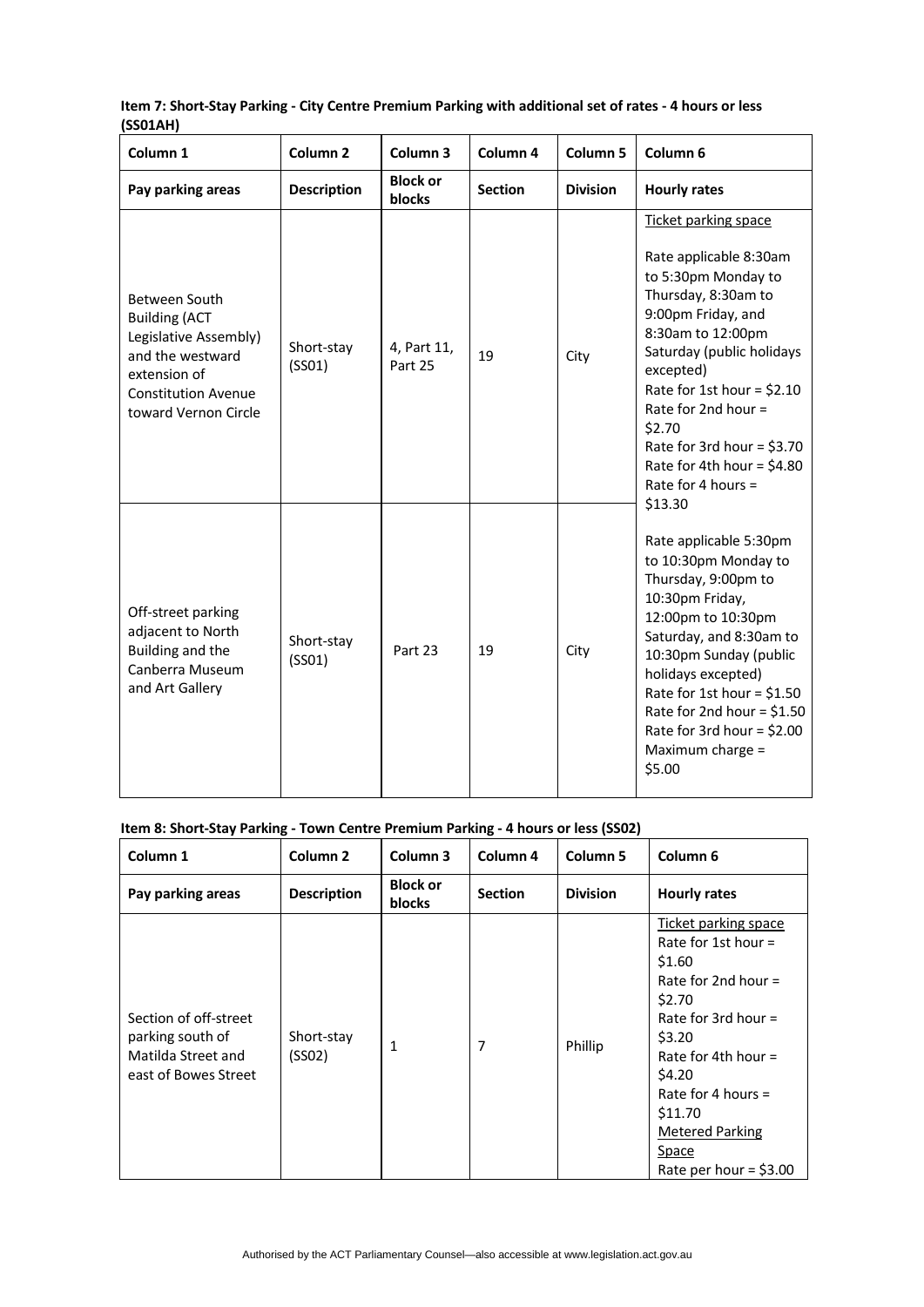**Item 7: Short-Stay Parking - City Centre Premium Parking with additional set of rates - 4 hours or less (SS01AH)**

| Column 1 | Column 2 | Column 3 | Column 4 | Column 5 | Column 6 |
|---|---|---|---|---|---|
| **Pay parking areas** | **Description** | **Block or blocks** | **Section** | **Division** | **Hourly rates** |
| Between South Building (ACT Legislative Assembly) and the westward extension of Constitution Avenue toward Vernon Circle | Short-stay (SS01) | 4, Part 11, Part 25 | 19 | City | Ticket parking space<br><br>Rate applicable 8:30am to 5:30pm Monday to Thursday, 8:30am to 9:00pm Friday, and 8:30am to 12:00pm Saturday (public holidays excepted)<br>Rate for 1st hour = $2.10<br>Rate for 2nd hour = $2.70<br>Rate for 3rd hour = $3.70<br>Rate for 4th hour = $4.80<br>Rate for 4 hours = $13.30<br><br>Rate applicable 5:30pm to 10:30pm Monday to Thursday, 9:00pm to 10:30pm Friday, 12:00pm to 10:30pm Saturday, and 8:30am to 10:30pm Sunday (public holidays excepted)<br>Rate for 1st hour = $1.50<br>Rate for 2nd hour = $1.50<br>Rate for 3rd hour = $2.00<br>Maximum charge = $5.00 |
| Off-street parking adjacent to North Building and the Canberra Museum and Art Gallery | Short-stay (SS01) | Part 23 | 19 | City | |

**Item 8: Short-Stay Parking - Town Centre Premium Parking - 4 hours or less (SS02)**

| Column 1 | Column 2 | Column 3 | Column 4 | Column 5 | Column 6 |
|---|---|---|---|---|---|
| **Pay parking areas** | **Description** | **Block or blocks** | **Section** | **Division** | **Hourly rates** |
| Section of off-street parking south of Matilda Street and east of Bowes Street | Short-stay (SS02) | 1 | 7 | Phillip | Ticket parking space<br>Rate for 1st hour = $1.60<br>Rate for 2nd hour = $2.70<br>Rate for 3rd hour = $3.20<br>Rate for 4th hour = $4.20<br>Rate for 4 hours = $11.70<br>Metered Parking Space<br>Rate per hour = $3.00 |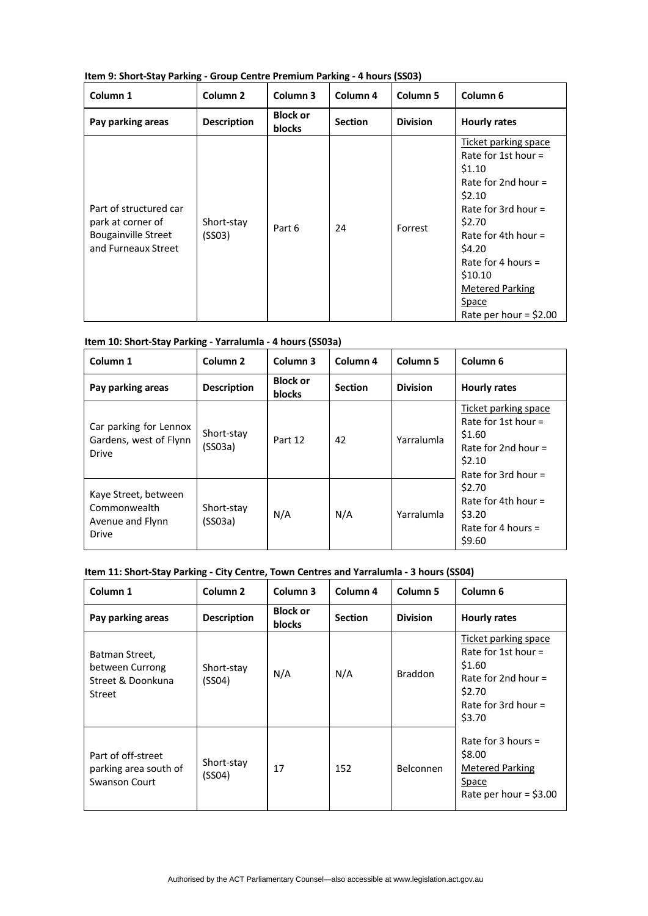**Item 9: Short-Stay Parking - Group Centre Premium Parking - 4 hours (SS03)**

| Column 1 | Column 2 | Column 3 | Column 4 | Column 5 | Column 6 |
|---|---|---|---|---|---|
| **Pay parking areas** | **Description** | **Block or blocks** | **Section** | **Division** | **Hourly rates** |
| Part of structured car park at corner of Bougainville Street and Furneaux Street | Short-stay (SS03) | Part 6 | 24 | Forrest | Ticket parking space<br>Rate for 1st hour = \$1.10<br>Rate for 2nd hour = \$2.10<br>Rate for 3rd hour = \$2.70<br>Rate for 4th hour = \$4.20<br>Rate for 4 hours = \$10.10<br>Metered Parking Space<br>Rate per hour = \$2.00 |

**Item 10: Short-Stay Parking - Yarralumla - 4 hours (SS03a)**

| Column 1 | Column 2 | Column 3 | Column 4 | Column 5 | Column 6 |
|---|---|---|---|---|---|
| **Pay parking areas** | **Description** | **Block or blocks** | **Section** | **Division** | **Hourly rates** |
| Car parking for Lennox Gardens, west of Flynn Drive | Short-stay (SS03a) | Part 12 | 42 | Yarralumla | Ticket parking space<br>Rate for 1st hour = \$1.60<br>Rate for 2nd hour = \$2.10<br>Rate for 3rd hour = \$2.70<br>Rate for 4th hour = \$3.20<br>Rate for 4 hours = \$9.60 |
| Kaye Street, between Commonwealth Avenue and Flynn Drive | Short-stay (SS03a) | N/A | N/A | Yarralumla | |

**Item 11: Short-Stay Parking - City Centre, Town Centres and Yarralumla - 3 hours (SS04)**

| Column 1 | Column 2 | Column 3 | Column 4 | Column 5 | Column 6 |
|---|---|---|---|---|---|
| **Pay parking areas** | **Description** | **Block or blocks** | **Section** | **Division** | **Hourly rates** |
| Batman Street, between Currong Street & Doonkuna Street | Short-stay (SS04) | N/A | N/A | Braddon | Ticket parking space<br>Rate for 1st hour = \$1.60<br>Rate for 2nd hour = \$2.70<br>Rate for 3rd hour = \$3.70<br>Rate for 3 hours = \$8.00<br>Metered Parking Space<br>Rate per hour = \$3.00 |
| Part of off-street parking area south of Swanson Court | Short-stay (SS04) | 17 | 152 | Belconnen | |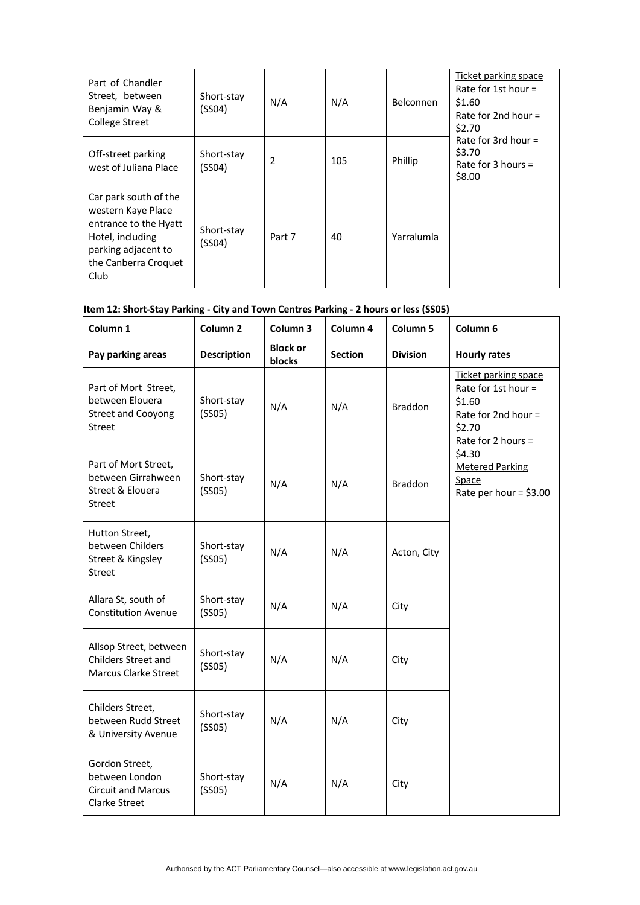| | | | | | |
|---|---|---|---|---|---|
| Part of Chandler Street, between Benjamin Way & College Street | Short-stay (SS04) | N/A | N/A | Belconnen | Ticket parking space<br>Rate for 1st hour = \$1.60<br>Rate for 2nd hour = \$2.70<br>Rate for 3rd hour = \$3.70<br>Rate for 3 hours = \$8.00 |
| Off-street parking west of Juliana Place | Short-stay (SS04) | 2 | 105 | Phillip | |
| Car park south of the western Kaye Place entrance to the Hyatt Hotel, including parking adjacent to the Canberra Croquet Club | Short-stay (SS04) | Part 7 | 40 | Yarralumla | |

**Item 12: Short-Stay Parking - City and Town Centres Parking - 2 hours or less (SS05)**

| Column 1 | Column 2 | Column 3 | Column 4 | Column 5 | Column 6 |
|---|---|---|---|---|---|
| **Pay parking areas** | **Description** | **Block or blocks** | **Section** | **Division** | **Hourly rates** |
| Part of Mort Street, between Elouera Street and Cooyong Street | Short-stay (SS05) | N/A | N/A | Braddon | Ticket parking space<br>Rate for 1st hour = \$1.60<br>Rate for 2nd hour = \$2.70<br>Rate for 2 hours = \$4.30<br>Metered Parking Space<br>Rate per hour = \$3.00 |
| Part of Mort Street, between Girrahween Street & Elouera Street | Short-stay (SS05) | N/A | N/A | Braddon | |
| Hutton Street, between Childers Street & Kingsley Street | Short-stay (SS05) | N/A | N/A | Acton, City | |
| Allara St, south of Constitution Avenue | Short-stay (SS05) | N/A | N/A | City | |
| Allsop Street, between Childers Street and Marcus Clarke Street | Short-stay (SS05) | N/A | N/A | City | |
| Childers Street, between Rudd Street & University Avenue | Short-stay (SS05) | N/A | N/A | City | |
| Gordon Street, between London Circuit and Marcus Clarke Street | Short-stay (SS05) | N/A | N/A | City | |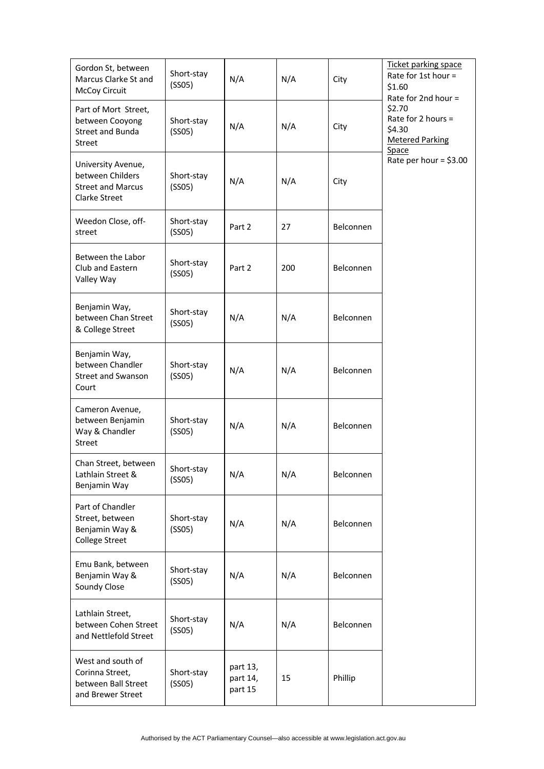| | | | | | |
|---|---|---|---|---|---|
| Gordon St, between Marcus Clarke St and McCoy Circuit | Short-stay (SS05) | N/A | N/A | City | Ticket parking space Rate for 1st hour = $1.60 Rate for 2nd hour = $2.70 Rate for 2 hours = $4.30 Metered Parking Space Rate per hour = $3.00 |
| Part of Mort Street, between Cooyong Street and Bunda Street | Short-stay (SS05) | N/A | N/A | City | |
| University Avenue, between Childers Street and Marcus Clarke Street | Short-stay (SS05) | N/A | N/A | City | |
| Weedon Close, off-street | Short-stay (SS05) | Part 2 | 27 | Belconnen | |
| Between the Labor Club and Eastern Valley Way | Short-stay (SS05) | Part 2 | 200 | Belconnen | |
| Benjamin Way, between Chan Street & College Street | Short-stay (SS05) | N/A | N/A | Belconnen | |
| Benjamin Way, between Chandler Street and Swanson Court | Short-stay (SS05) | N/A | N/A | Belconnen | |
| Cameron Avenue, between Benjamin Way & Chandler Street | Short-stay (SS05) | N/A | N/A | Belconnen | |
| Chan Street, between Lathlain Street & Benjamin Way | Short-stay (SS05) | N/A | N/A | Belconnen | |
| Part of Chandler Street, between Benjamin Way & College Street | Short-stay (SS05) | N/A | N/A | Belconnen | |
| Emu Bank, between Benjamin Way & Soundy Close | Short-stay (SS05) | N/A | N/A | Belconnen | |
| Lathlain Street, between Cohen Street and Nettlefold Street | Short-stay (SS05) | N/A | N/A | Belconnen | |
| West and south of Corinna Street, between Ball Street and Brewer Street | Short-stay (SS05) | part 13, part 14, part 15 | 15 | Phillip | |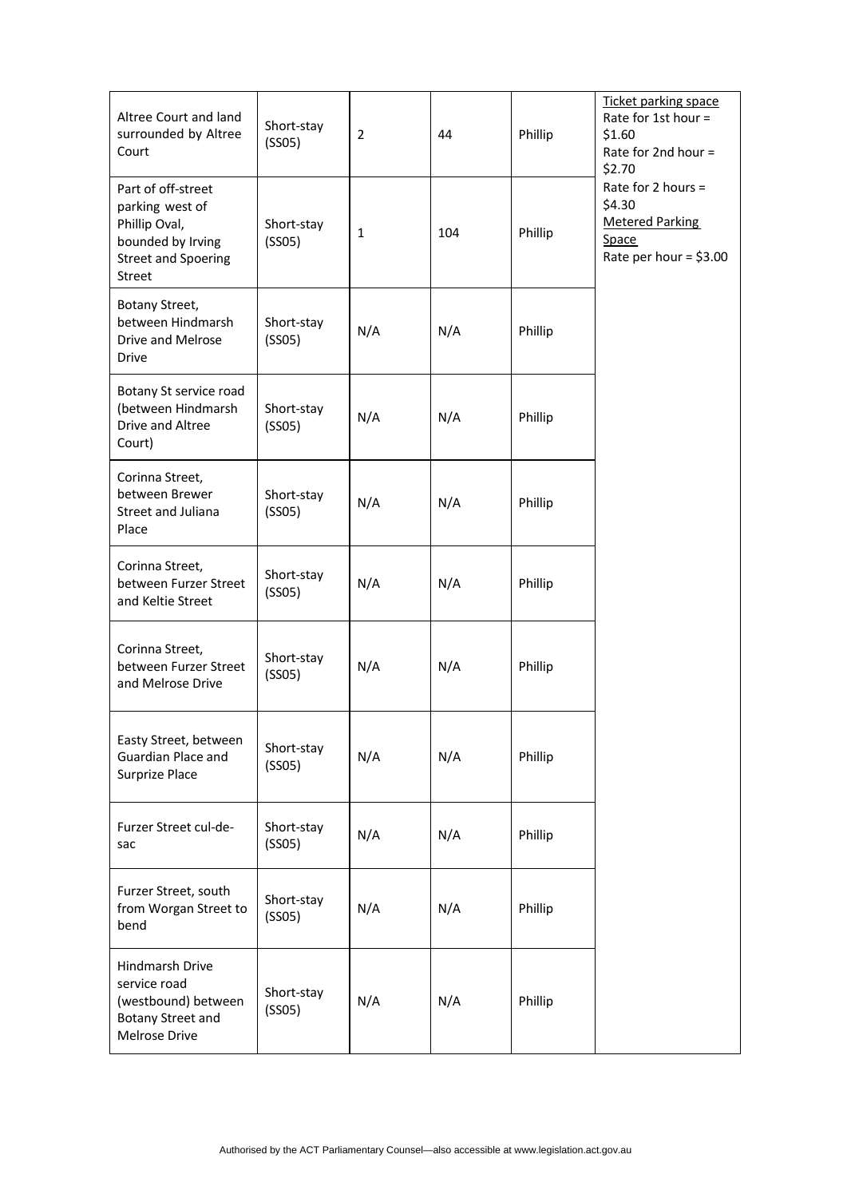| | | | | | |
|---|---|---|---|---|---|
| Altree Court and land surrounded by Altree Court | Short-stay (SS05) | 2 | 44 | Phillip | Ticket parking space<br>Rate for 1st hour = $1.60<br>Rate for 2nd hour = $2.70<br>Rate for 2 hours = $4.30<br>Metered Parking Space<br>Rate per hour = $3.00 |
| Part of off-street parking west of Phillip Oval, bounded by Irving Street and Spoering Street | Short-stay (SS05) | 1 | 104 | Phillip | |
| Botany Street, between Hindmarsh Drive and Melrose Drive | Short-stay (SS05) | N/A | N/A | Phillip | |
| Botany St service road (between Hindmarsh Drive and Altree Court) | Short-stay (SS05) | N/A | N/A | Phillip | |
| Corinna Street, between Brewer Street and Juliana Place | Short-stay (SS05) | N/A | N/A | Phillip | |
| Corinna Street, between Furzer Street and Keltie Street | Short-stay (SS05) | N/A | N/A | Phillip | |
| Corinna Street, between Furzer Street and Melrose Drive | Short-stay (SS05) | N/A | N/A | Phillip | |
| Easty Street, between Guardian Place and Surprize Place | Short-stay (SS05) | N/A | N/A | Phillip | |
| Furzer Street cul-de-sac | Short-stay (SS05) | N/A | N/A | Phillip | |
| Furzer Street, south from Worgan Street to bend | Short-stay (SS05) | N/A | N/A | Phillip | |
| Hindmarsh Drive service road (westbound) between Botany Street and Melrose Drive | Short-stay (SS05) | N/A | N/A | Phillip | |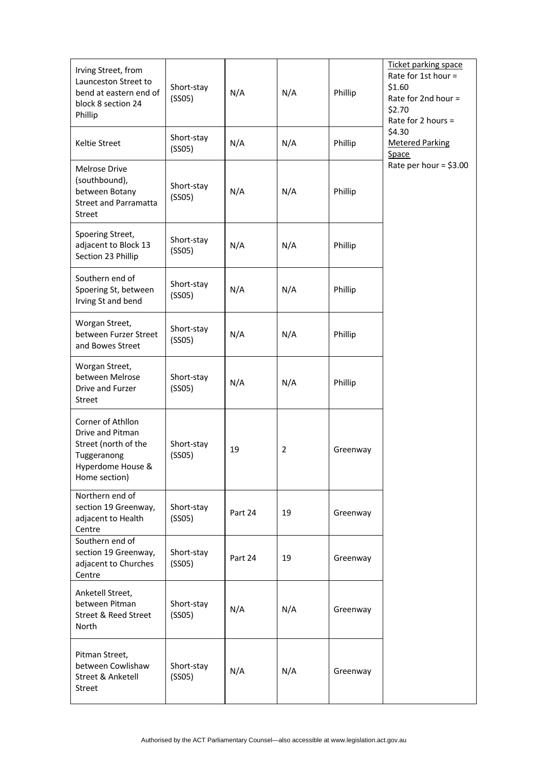| | | | | | |
|---|---|---|---|---|---|
| Irving Street, from Launceston Street to bend at eastern end of block 8 section 24 Phillip | Short-stay (SS05) | N/A | N/A | Phillip | Ticket parking space<br>Rate for 1st hour = $1.60<br>Rate for 2nd hour = $2.70<br>Rate for 2 hours = $4.30<br>Metered Parking Space<br>Rate per hour = $3.00 |
| Keltie Street | Short-stay (SS05) | N/A | N/A | Phillip | |
| Melrose Drive (southbound), between Botany Street and Parramatta Street | Short-stay (SS05) | N/A | N/A | Phillip | |
| Spoering Street, adjacent to Block 13 Section 23 Phillip | Short-stay (SS05) | N/A | N/A | Phillip | |
| Southern end of Spoering St, between Irving St and bend | Short-stay (SS05) | N/A | N/A | Phillip | |
| Worgan Street, between Furzer Street and Bowes Street | Short-stay (SS05) | N/A | N/A | Phillip | |
| Worgan Street, between Melrose Drive and Furzer Street | Short-stay (SS05) | N/A | N/A | Phillip | |
| Corner of Athllon Drive and Pitman Street (north of the Tuggeranong Hyperdome House & Home section) | Short-stay (SS05) | 19 | 2 | Greenway | |
| Northern end of section 19 Greenway, adjacent to Health Centre | Short-stay (SS05) | Part 24 | 19 | Greenway | |
| Southern end of section 19 Greenway, adjacent to Churches Centre | Short-stay (SS05) | Part 24 | 19 | Greenway | |
| Anketell Street, between Pitman Street & Reed Street North | Short-stay (SS05) | N/A | N/A | Greenway | |
| Pitman Street, between Cowlishaw Street & Anketell Street | Short-stay (SS05) | N/A | N/A | Greenway | |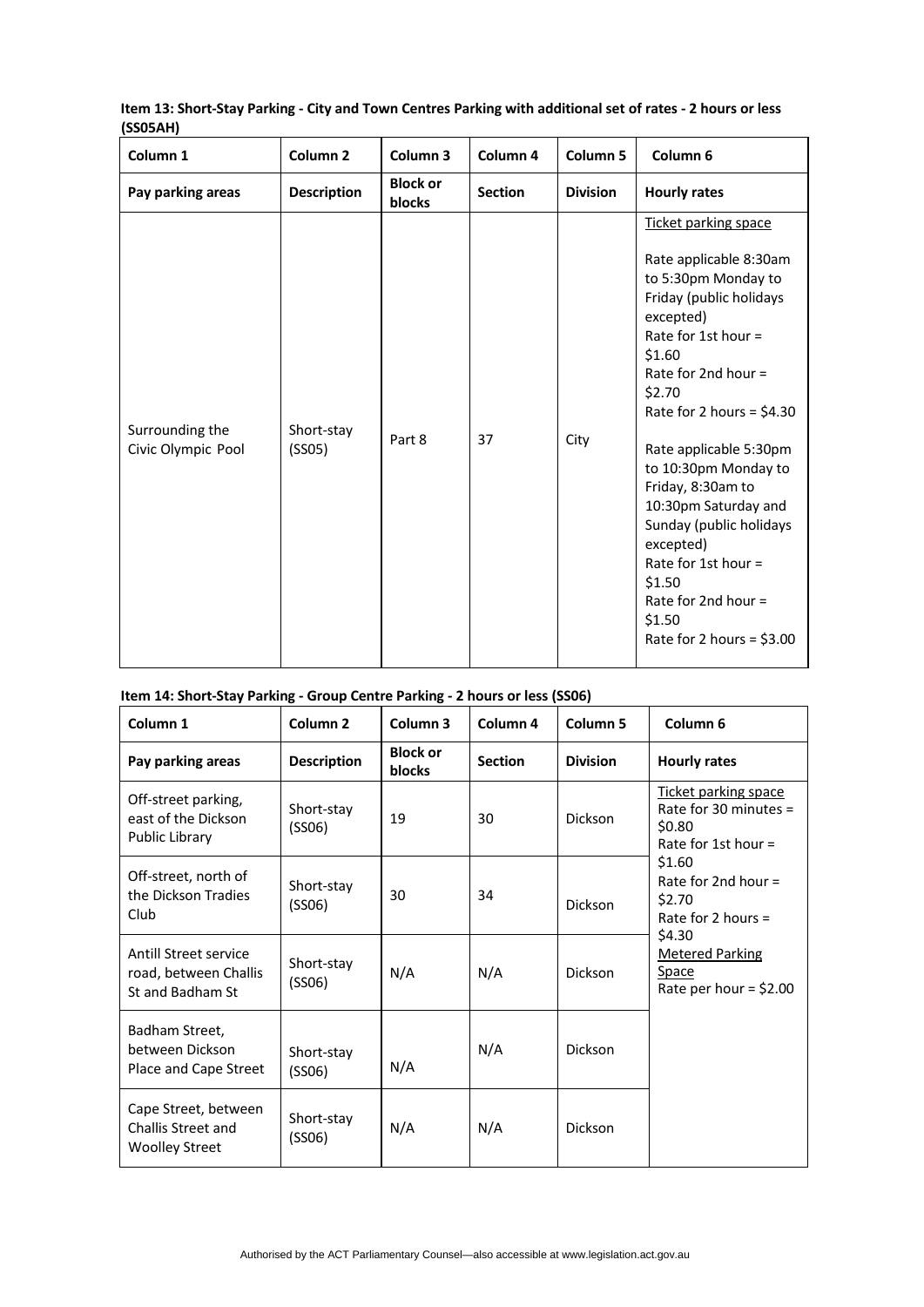**Item 13: Short-Stay Parking - City and Town Centres Parking with additional set of rates - 2 hours or less (SS05AH)**

| Column 1 | Column 2 | Column 3 | Column 4 | Column 5 | Column 6 |
|---|---|---|---|---|---|
| **Pay parking areas** | **Description** | **Block or blocks** | **Section** | **Division** | **Hourly rates** |
| Surrounding the Civic Olympic Pool | Short-stay (SS05) | Part 8 | 37 | City | Ticket parking space<br><br>Rate applicable 8:30am to 5:30pm Monday to Friday (public holidays excepted)<br>Rate for 1st hour = \$1.60<br>Rate for 2nd hour = \$2.70<br>Rate for 2 hours = \$4.30<br><br>Rate applicable 5:30pm to 10:30pm Monday to Friday, 8:30am to 10:30pm Saturday and Sunday (public holidays excepted)<br>Rate for 1st hour = \$1.50<br>Rate for 2nd hour = \$1.50<br>Rate for 2 hours = \$3.00 |

**Item 14: Short-Stay Parking - Group Centre Parking - 2 hours or less (SS06)**

| Column 1 | Column 2 | Column 3 | Column 4 | Column 5 | Column 6 |
|---|---|---|---|---|---|
| **Pay parking areas** | **Description** | **Block or blocks** | **Section** | **Division** | **Hourly rates** |
| Off-street parking, east of the Dickson Public Library | Short-stay (SS06) | 19 | 30 | Dickson | Ticket parking space<br>Rate for 30 minutes = \$0.80<br>Rate for 1st hour = \$1.60<br>Rate for 2nd hour = \$2.70<br>Rate for 2 hours = \$4.30<br>Metered Parking Space<br>Rate per hour = \$2.00 |
| Off-street, north of the Dickson Tradies Club | Short-stay (SS06) | 30 | 34 | Dickson | |
| Antill Street service road, between Challis St and Badham St | Short-stay (SS06) | N/A | N/A | Dickson | |
| Badham Street, between Dickson Place and Cape Street | Short-stay (SS06) | N/A | N/A | Dickson | |
| Cape Street, between Challis Street and Woolley Street | Short-stay (SS06) | N/A | N/A | Dickson | |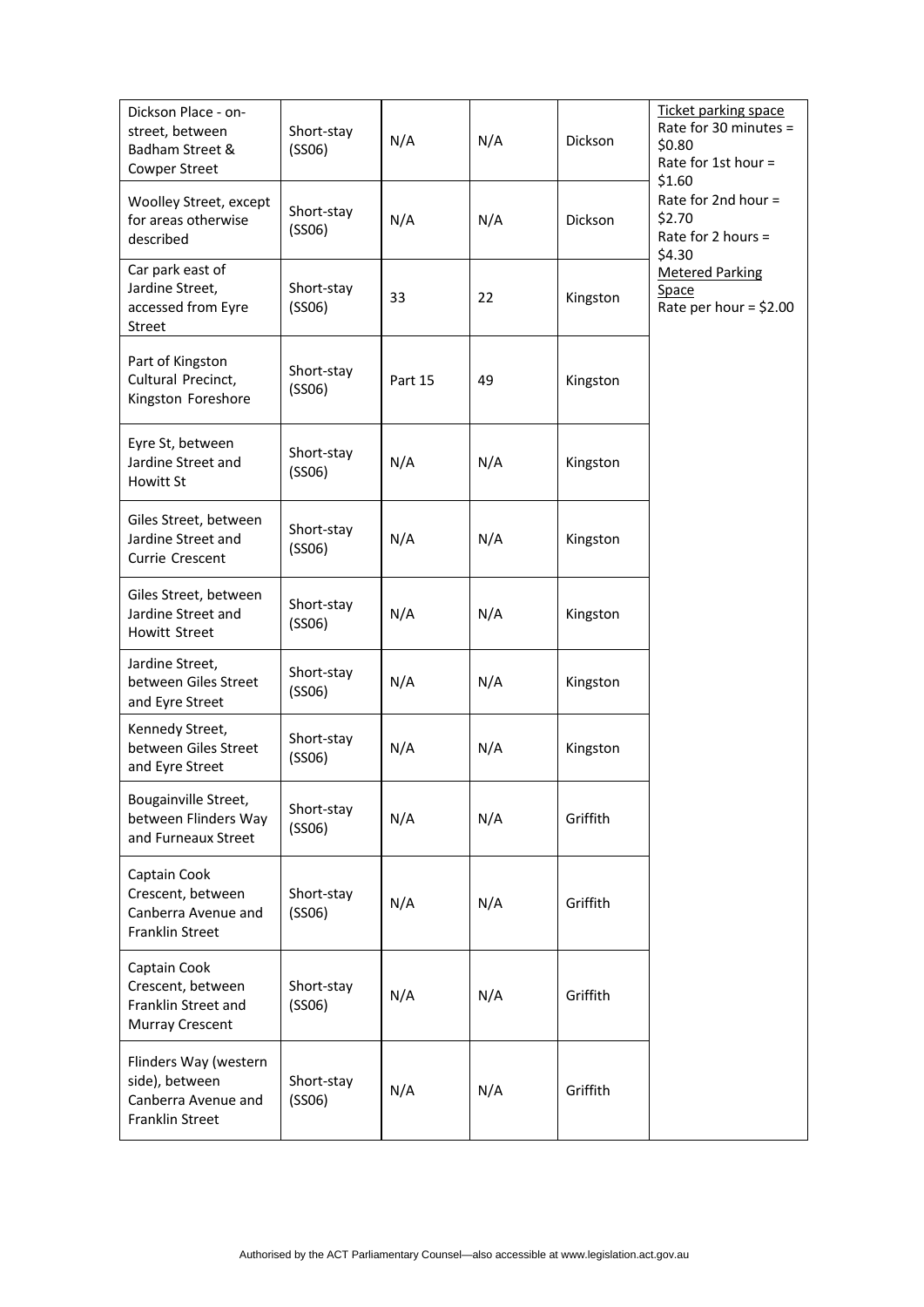| Dickson Place - on-street, between Badham Street & Cowper Street | Short-stay (SS06) | N/A | N/A | Dickson | Ticket parking space<br>Rate for 30 minutes = $0.80<br>Rate for 1st hour = $1.60<br>Rate for 2nd hour = $2.70<br>Rate for 2 hours = $4.30<br>Metered Parking Space<br>Rate per hour = $2.00 |
|---|---|---|---|---|---|
| Woolley Street, except for areas otherwise described | Short-stay (SS06) | N/A | N/A | Dickson | |
| Car park east of Jardine Street, accessed from Eyre Street | Short-stay (SS06) | 33 | 22 | Kingston | |
| Part of Kingston Cultural Precinct, Kingston Foreshore | Short-stay (SS06) | Part 15 | 49 | Kingston | |
| Eyre St, between Jardine Street and Howitt St | Short-stay (SS06) | N/A | N/A | Kingston | |
| Giles Street, between Jardine Street and Currie Crescent | Short-stay (SS06) | N/A | N/A | Kingston | |
| Giles Street, between Jardine Street and Howitt Street | Short-stay (SS06) | N/A | N/A | Kingston | |
| Jardine Street, between Giles Street and Eyre Street | Short-stay (SS06) | N/A | N/A | Kingston | |
| Kennedy Street, between Giles Street and Eyre Street | Short-stay (SS06) | N/A | N/A | Kingston | |
| Bougainville Street, between Flinders Way and Furneaux Street | Short-stay (SS06) | N/A | N/A | Griffith | |
| Captain Cook Crescent, between Canberra Avenue and Franklin Street | Short-stay (SS06) | N/A | N/A | Griffith | |
| Captain Cook Crescent, between Franklin Street and Murray Crescent | Short-stay (SS06) | N/A | N/A | Griffith | |
| Flinders Way (western side), between Canberra Avenue and Franklin Street | Short-stay (SS06) | N/A | N/A | Griffith | |

Authorised by the ACT Parliamentary Counsel—also accessible at www.legislation.act.gov.au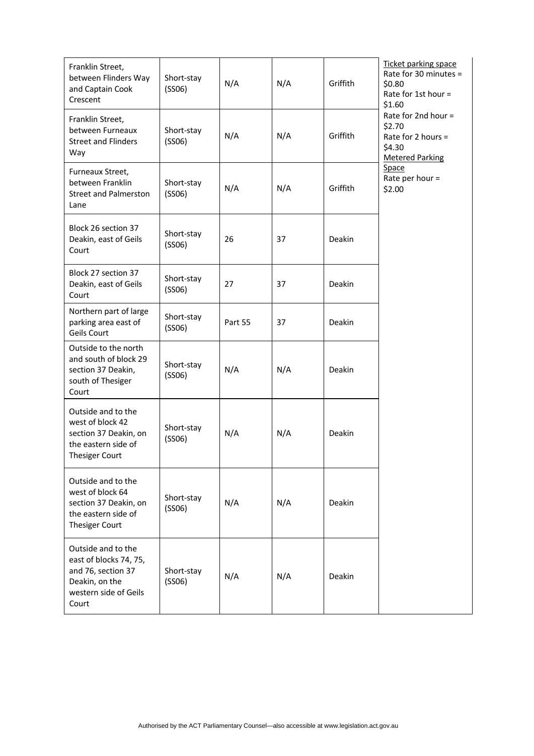| | | | | | |
|---|---|---|---|---|---|
| Franklin Street, between Flinders Way and Captain Cook Crescent | Short-stay (SS06) | N/A | N/A | Griffith | Ticket parking space<br>Rate for 30 minutes = \$0.80<br>Rate for 1st hour = \$1.60<br>Rate for 2nd hour = \$2.70<br>Rate for 2 hours = \$4.30<br>Metered Parking Space<br>Rate per hour = \$2.00 |
| Franklin Street, between Furneaux Street and Flinders Way | Short-stay (SS06) | N/A | N/A | Griffith | |
| Furneaux Street, between Franklin Street and Palmerston Lane | Short-stay (SS06) | N/A | N/A | Griffith | |
| Block 26 section 37 Deakin, east of Geils Court | Short-stay (SS06) | 26 | 37 | Deakin | |
| Block 27 section 37 Deakin, east of Geils Court | Short-stay (SS06) | 27 | 37 | Deakin | |
| Northern part of large parking area east of Geils Court | Short-stay (SS06) | Part 55 | 37 | Deakin | |
| Outside to the north and south of block 29 section 37 Deakin, south of Thesiger Court | Short-stay (SS06) | N/A | N/A | Deakin | |
| Outside and to the west of block 42 section 37 Deakin, on the eastern side of Thesiger Court | Short-stay (SS06) | N/A | N/A | Deakin | |
| Outside and to the west of block 64 section 37 Deakin, on the eastern side of Thesiger Court | Short-stay (SS06) | N/A | N/A | Deakin | |
| Outside and to the east of blocks 74, 75, and 76, section 37 Deakin, on the western side of Geils Court | Short-stay (SS06) | N/A | N/A | Deakin | |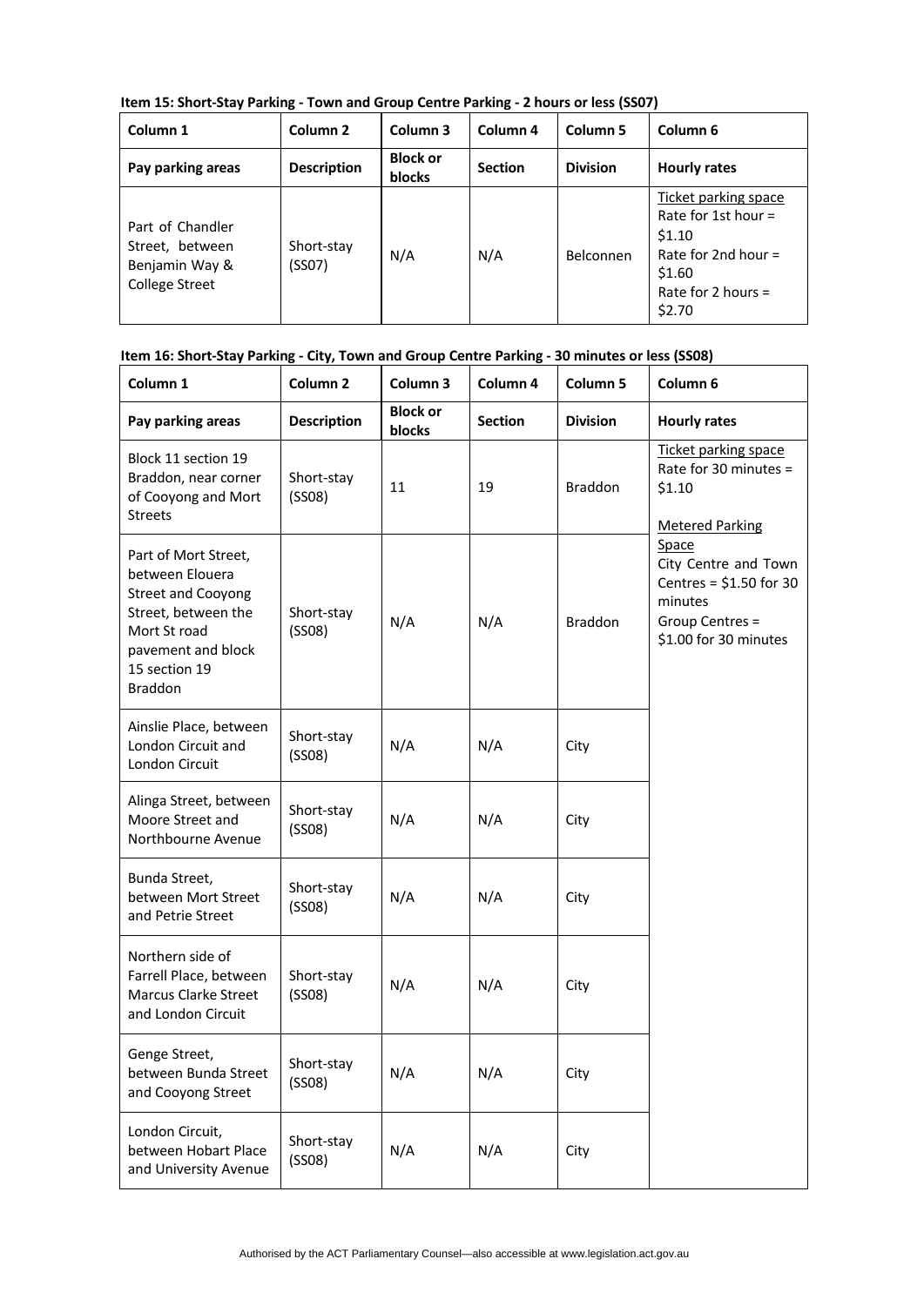**Item 15: Short-Stay Parking - Town and Group Centre Parking - 2 hours or less (SS07)**

| Column 1 | Column 2 | Column 3 | Column 4 | Column 5 | Column 6 |
|---|---|---|---|---|---|
| **Pay parking areas** | **Description** | **Block or blocks** | **Section** | **Division** | **Hourly rates** |
| Part of Chandler Street, between Benjamin Way & College Street | Short-stay (SS07) | N/A | N/A | Belconnen | Ticket parking space<br>Rate for 1st hour = $1.10<br>Rate for 2nd hour = $1.60<br>Rate for 2 hours = $2.70 |

**Item 16: Short-Stay Parking - City, Town and Group Centre Parking - 30 minutes or less (SS08)**

| Column 1 | Column 2 | Column 3 | Column 4 | Column 5 | Column 6 |
|---|---|---|---|---|---|
| **Pay parking areas** | **Description** | **Block or blocks** | **Section** | **Division** | **Hourly rates** |
| Block 11 section 19 Braddon, near corner of Cooyong and Mort Streets | Short-stay (SS08) | 11 | 19 | Braddon | Ticket parking space<br>Rate for 30 minutes = $1.10<br><br>Metered Parking Space<br>City Centre and Town Centres = $1.50 for 30 minutes<br>Group Centres = $1.00 for 30 minutes |
| Part of Mort Street, between Elouera Street and Cooyong Street, between the Mort St road pavement and block 15 section 19 Braddon | Short-stay (SS08) | N/A | N/A | Braddon | |
| Ainslie Place, between London Circuit and London Circuit | Short-stay (SS08) | N/A | N/A | City | |
| Alinga Street, between Moore Street and Northbourne Avenue | Short-stay (SS08) | N/A | N/A | City | |
| Bunda Street, between Mort Street and Petrie Street | Short-stay (SS08) | N/A | N/A | City | |
| Northern side of Farrell Place, between Marcus Clarke Street and London Circuit | Short-stay (SS08) | N/A | N/A | City | |
| Genge Street, between Bunda Street and Cooyong Street | Short-stay (SS08) | N/A | N/A | City | |
| London Circuit, between Hobart Place and University Avenue | Short-stay (SS08) | N/A | N/A | City | |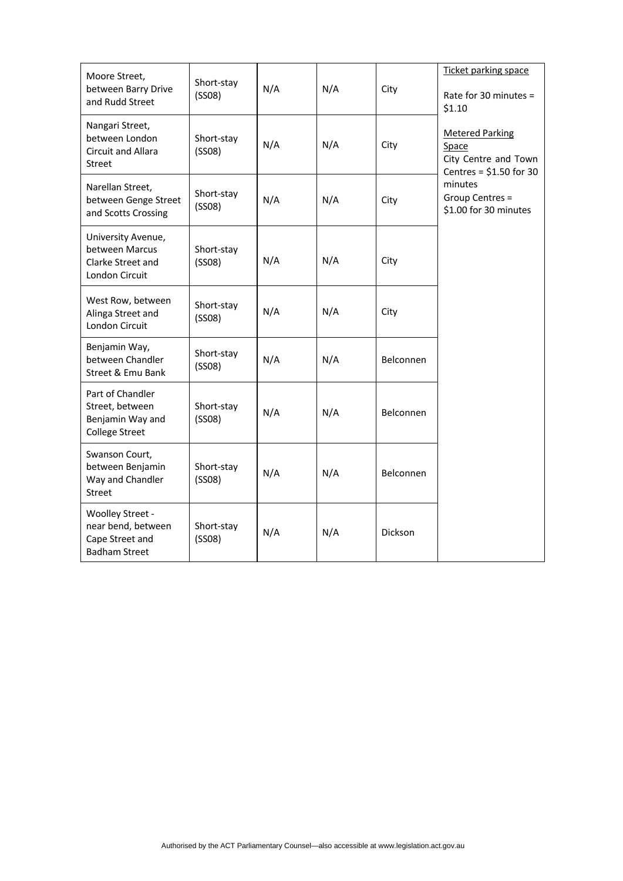| | | | | | |
|---|---|---|---|---|---|
| Moore Street, between Barry Drive and Rudd Street | Short-stay (SS08) | N/A | N/A | City | Ticket parking space<br><br>Rate for 30 minutes = $1.10<br><br>Metered Parking Space<br>City Centre and Town Centres = $1.50 for 30 minutes<br>Group Centres = $1.00 for 30 minutes |
| Nangari Street, between London Circuit and Allara Street | Short-stay (SS08) | N/A | N/A | City | |
| Narellan Street, between Genge Street and Scotts Crossing | Short-stay (SS08) | N/A | N/A | City | |
| University Avenue, between Marcus Clarke Street and London Circuit | Short-stay (SS08) | N/A | N/A | City | |
| West Row, between Alinga Street and London Circuit | Short-stay (SS08) | N/A | N/A | City | |
| Benjamin Way, between Chandler Street & Emu Bank | Short-stay (SS08) | N/A | N/A | Belconnen | |
| Part of Chandler Street, between Benjamin Way and College Street | Short-stay (SS08) | N/A | N/A | Belconnen | |
| Swanson Court, between Benjamin Way and Chandler Street | Short-stay (SS08) | N/A | N/A | Belconnen | |
| Woolley Street - near bend, between Cape Street and Badham Street | Short-stay (SS08) | N/A | N/A | Dickson | |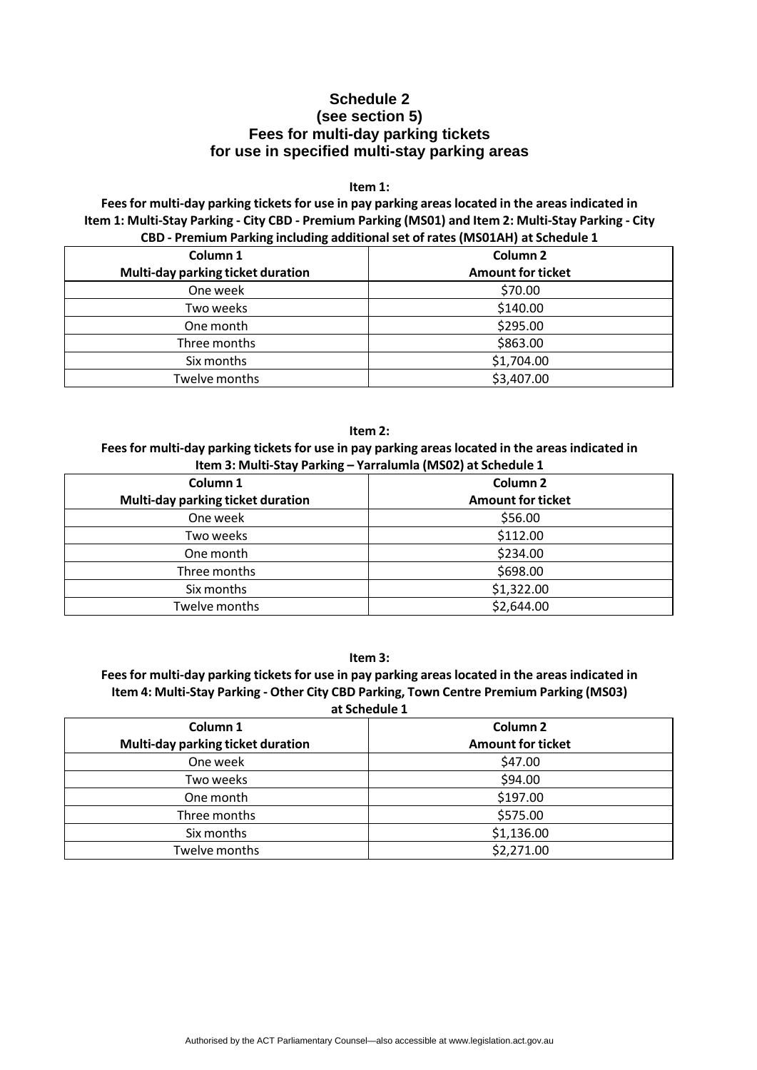# Schedule 2
# (see section 5)
# Fees for multi-day parking tickets for use in specified multi-stay parking areas

**Item 1:**

**Fees for multi-day parking tickets for use in pay parking areas located in the areas indicated in Item 1: Multi-Stay Parking - City CBD - Premium Parking (MS01) and Item 2: Multi-Stay Parking - City CBD - Premium Parking including additional set of rates (MS01AH) at Schedule 1**

| Column 1<br>Multi-day parking ticket duration | Column 2<br>Amount for ticket |
|---|---|
| One week | $70.00 |
| Two weeks | $140.00 |
| One month | $295.00 |
| Three months | $863.00 |
| Six months | $1,704.00 |
| Twelve months | $3,407.00 |

**Item 2:**

**Fees for multi-day parking tickets for use in pay parking areas located in the areas indicated in Item 3: Multi-Stay Parking – Yarralumla (MS02) at Schedule 1**

| Column 1<br>Multi-day parking ticket duration | Column 2<br>Amount for ticket |
|---|---|
| One week | $56.00 |
| Two weeks | $112.00 |
| One month | $234.00 |
| Three months | $698.00 |
| Six months | $1,322.00 |
| Twelve months | $2,644.00 |

**Item 3:**

**Fees for multi-day parking tickets for use in pay parking areas located in the areas indicated in Item 4: Multi-Stay Parking - Other City CBD Parking, Town Centre Premium Parking (MS03) at Schedule 1**

| Column 1<br>Multi-day parking ticket duration | Column 2<br>Amount for ticket |
|---|---|
| One week | $47.00 |
| Two weeks | $94.00 |
| One month | $197.00 |
| Three months | $575.00 |
| Six months | $1,136.00 |
| Twelve months | $2,271.00 |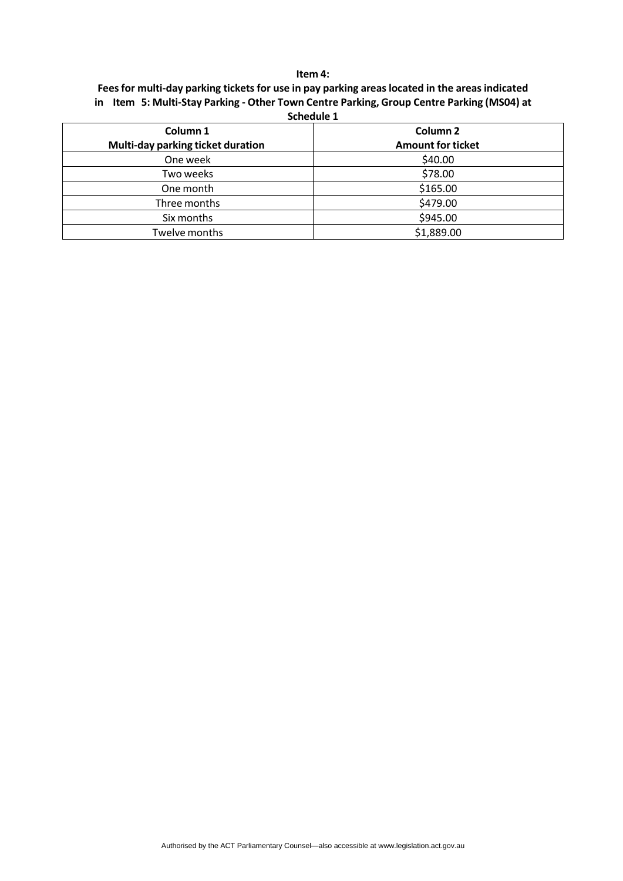**Item 4:**

**Fees for multi-day parking tickets for use in pay parking areas located in the areas indicated in Item 5: Multi-Stay Parking - Other Town Centre Parking, Group Centre Parking (MS04) at Schedule 1**

| Column 1<br>Multi-day parking ticket duration | Column 2<br>Amount for ticket |
|---|---|
| One week | $40.00 |
| Two weeks | $78.00 |
| One month | $165.00 |
| Three months | $479.00 |
| Six months | $945.00 |
| Twelve months | $1,889.00 |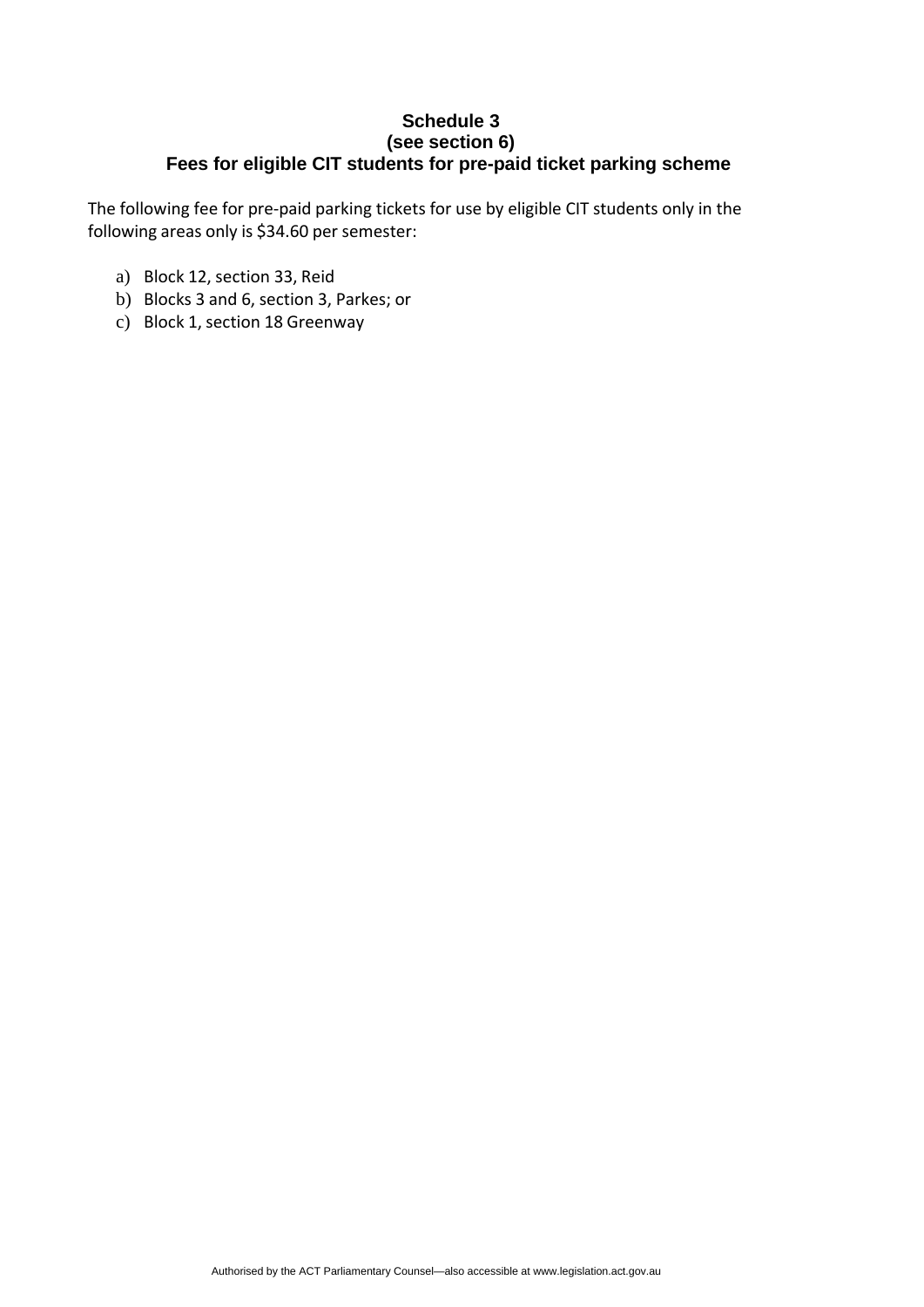## Schedule 3
### (see section 6)
### Fees for eligible CIT students for pre-paid ticket parking scheme

The following fee for pre-paid parking tickets for use by eligible CIT students only in the following areas only is $34.60 per semester:

a) Block 12, section 33, Reid
b) Blocks 3 and 6, section 3, Parkes; or
c) Block 1, section 18 Greenway